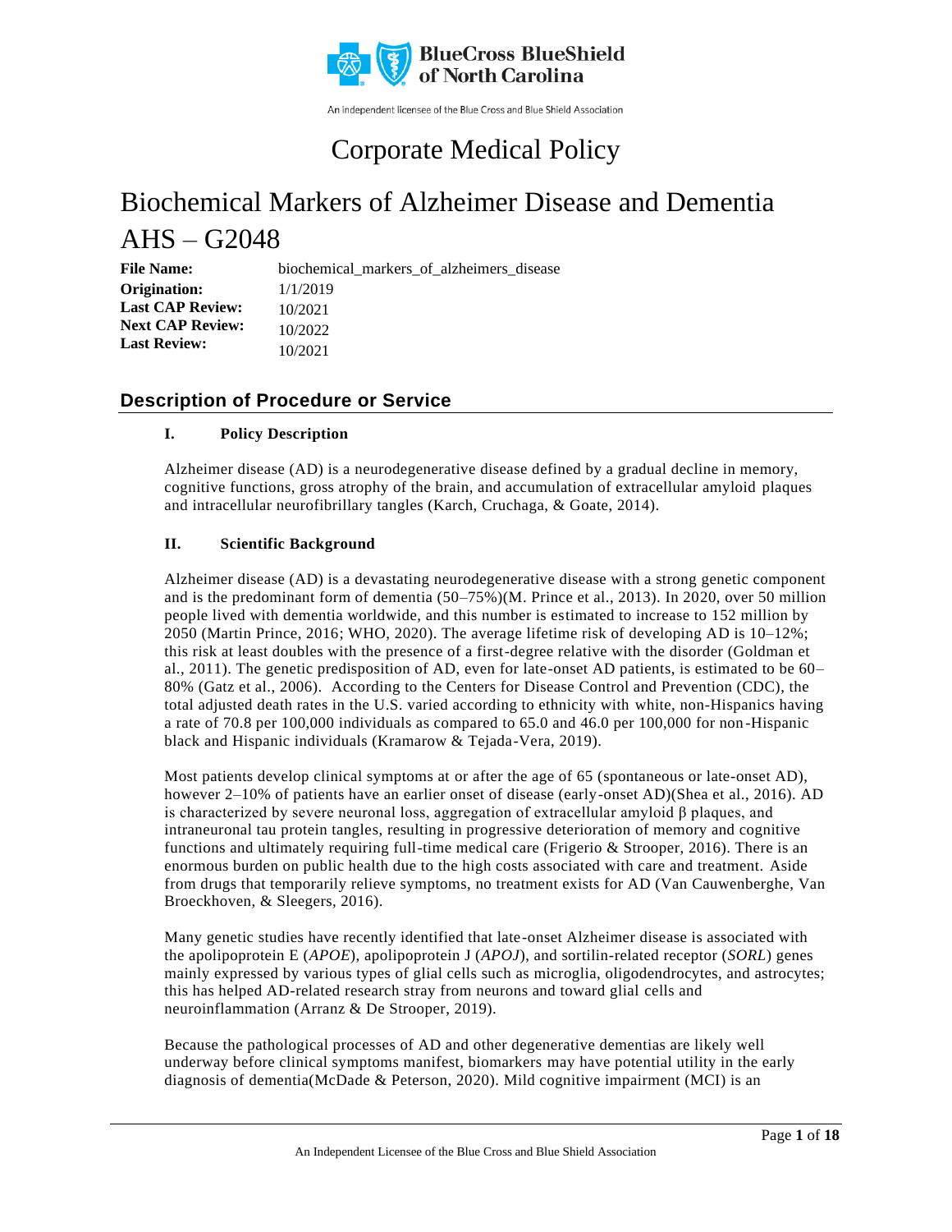BlueCross BlueShield of North Carolina

An independent licensee of the Blue Cross and Blue Shield Association

# Corporate Medical Policy

# Biochemical Markers of Alzheimer Disease and Dementia AHS – G2048

| | |
|---|---|
| **File Name:** | biochemical_markers_of_alzheimers_disease |
| **Origination:** | 1/1/2019 |
| **Last CAP Review:** | 10/2021 |
| **Next CAP Review:** | 10/2022 |
| **Last Review:** | 10/2021 |

## Description of Procedure or Service

### I. Policy Description

Alzheimer disease (AD) is a neurodegenerative disease defined by a gradual decline in memory, cognitive functions, gross atrophy of the brain, and accumulation of extracellular amyloid plaques and intracellular neurofibrillary tangles (Karch, Cruchaga, & Goate, 2014).

### II. Scientific Background

Alzheimer disease (AD) is a devastating neurodegenerative disease with a strong genetic component and is the predominant form of dementia (50–75%)(M. Prince et al., 2013). In 2020, over 50 million people lived with dementia worldwide, and this number is estimated to increase to 152 million by 2050 (Martin Prince, 2016; WHO, 2020). The average lifetime risk of developing AD is 10–12%; this risk at least doubles with the presence of a first-degree relative with the disorder (Goldman et al., 2011). The genetic predisposition of AD, even for late-onset AD patients, is estimated to be 60–80% (Gatz et al., 2006). According to the Centers for Disease Control and Prevention (CDC), the total adjusted death rates in the U.S. varied according to ethnicity with white, non-Hispanics having a rate of 70.8 per 100,000 individuals as compared to 65.0 and 46.0 per 100,000 for non-Hispanic black and Hispanic individuals (Kramarow & Tejada-Vera, 2019).

Most patients develop clinical symptoms at or after the age of 65 (spontaneous or late-onset AD), however 2–10% of patients have an earlier onset of disease (early-onset AD)(Shea et al., 2016). AD is characterized by severe neuronal loss, aggregation of extracellular amyloid β plaques, and intraneuronal tau protein tangles, resulting in progressive deterioration of memory and cognitive functions and ultimately requiring full-time medical care (Frigerio & Strooper, 2016). There is an enormous burden on public health due to the high costs associated with care and treatment. Aside from drugs that temporarily relieve symptoms, no treatment exists for AD (Van Cauwenberghe, Van Broeckhoven, & Sleegers, 2016).

Many genetic studies have recently identified that late-onset Alzheimer disease is associated with the apolipoprotein E (*APOE*), apolipoprotein J (*APOJ*), and sortilin-related receptor (*SORL*) genes mainly expressed by various types of glial cells such as microglia, oligodendrocytes, and astrocytes; this has helped AD-related research stray from neurons and toward glial cells and neuroinflammation (Arranz & De Strooper, 2019).

Because the pathological processes of AD and other degenerative dementias are likely well underway before clinical symptoms manifest, biomarkers may have potential utility in the early diagnosis of dementia(McDade & Peterson, 2020). Mild cognitive impairment (MCI) is an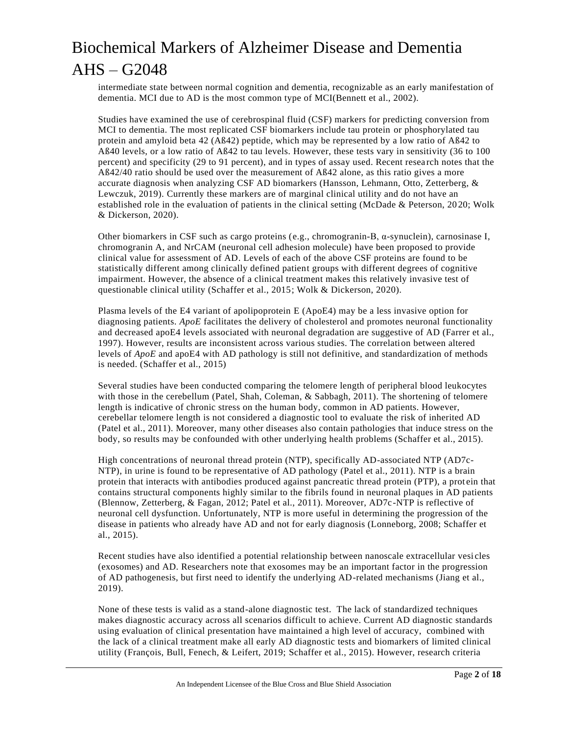intermediate state between normal cognition and dementia, recognizable as an early manifestation of dementia. MCI due to AD is the most common type of MCI(Bennett et al., 2002).

Studies have examined the use of cerebrospinal fluid (CSF) markers for predicting conversion from MCI to dementia. The most replicated CSF biomarkers include tau protein or phosphorylated tau protein and amyloid beta 42 (Aß42) peptide, which may be represented by a low ratio of Aß42 to Aß40 levels, or a low ratio of Aß42 to tau levels. However, these tests vary in sensitivity (36 to 100 percent) and specificity (29 to 91 percent), and in types of assay used. Recent research notes that the Aß42/40 ratio should be used over the measurement of Aß42 alone, as this ratio gives a more accurate diagnosis when analyzing CSF AD biomarkers (Hansson, Lehmann, Otto, Zetterberg, & Lewczuk, 2019). Currently these markers are of marginal clinical utility and do not have an established role in the evaluation of patients in the clinical setting (McDade & Peterson, 2020; Wolk & Dickerson, 2020).

Other biomarkers in CSF such as cargo proteins (e.g., chromogranin-B, α-synuclein), carnosinase I, chromogranin A, and NrCAM (neuronal cell adhesion molecule) have been proposed to provide clinical value for assessment of AD. Levels of each of the above CSF proteins are found to be statistically different among clinically defined patient groups with different degrees of cognitive impairment. However, the absence of a clinical treatment makes this relatively invasive test of questionable clinical utility (Schaffer et al., 2015; Wolk & Dickerson, 2020).

Plasma levels of the E4 variant of apolipoprotein E (ApoE4) may be a less invasive option for diagnosing patients. *ApoE* facilitates the delivery of cholesterol and promotes neuronal functionality and decreased apoE4 levels associated with neuronal degradation are suggestive of AD (Farrer et al., 1997). However, results are inconsistent across various studies. The correlation between altered levels of *ApoE* and apoE4 with AD pathology is still not definitive, and standardization of methods is needed. (Schaffer et al., 2015)

Several studies have been conducted comparing the telomere length of peripheral blood leukocytes with those in the cerebellum (Patel, Shah, Coleman, & Sabbagh, 2011). The shortening of telomere length is indicative of chronic stress on the human body, common in AD patients. However, cerebellar telomere length is not considered a diagnostic tool to evaluate the risk of inherited AD (Patel et al., 2011). Moreover, many other diseases also contain pathologies that induce stress on the body, so results may be confounded with other underlying health problems (Schaffer et al., 2015).

High concentrations of neuronal thread protein (NTP), specifically AD-associated NTP (AD7c-NTP), in urine is found to be representative of AD pathology (Patel et al., 2011). NTP is a brain protein that interacts with antibodies produced against pancreatic thread protein (PTP), a protein that contains structural components highly similar to the fibrils found in neuronal plaques in AD patients (Blennow, Zetterberg, & Fagan, 2012; Patel et al., 2011). Moreover, AD7c-NTP is reflective of neuronal cell dysfunction. Unfortunately, NTP is more useful in determining the progression of the disease in patients who already have AD and not for early diagnosis (Lonneborg, 2008; Schaffer et al., 2015).

Recent studies have also identified a potential relationship between nanoscale extracellular vesicles (exosomes) and AD. Researchers note that exosomes may be an important factor in the progression of AD pathogenesis, but first need to identify the underlying AD-related mechanisms (Jiang et al., 2019).

None of these tests is valid as a stand-alone diagnostic test. The lack of standardized techniques makes diagnostic accuracy across all scenarios difficult to achieve. Current AD diagnostic standards using evaluation of clinical presentation have maintained a high level of accuracy, combined with the lack of a clinical treatment make all early AD diagnostic tests and biomarkers of limited clinical utility (François, Bull, Fenech, & Leifert, 2019; Schaffer et al., 2015). However, research criteria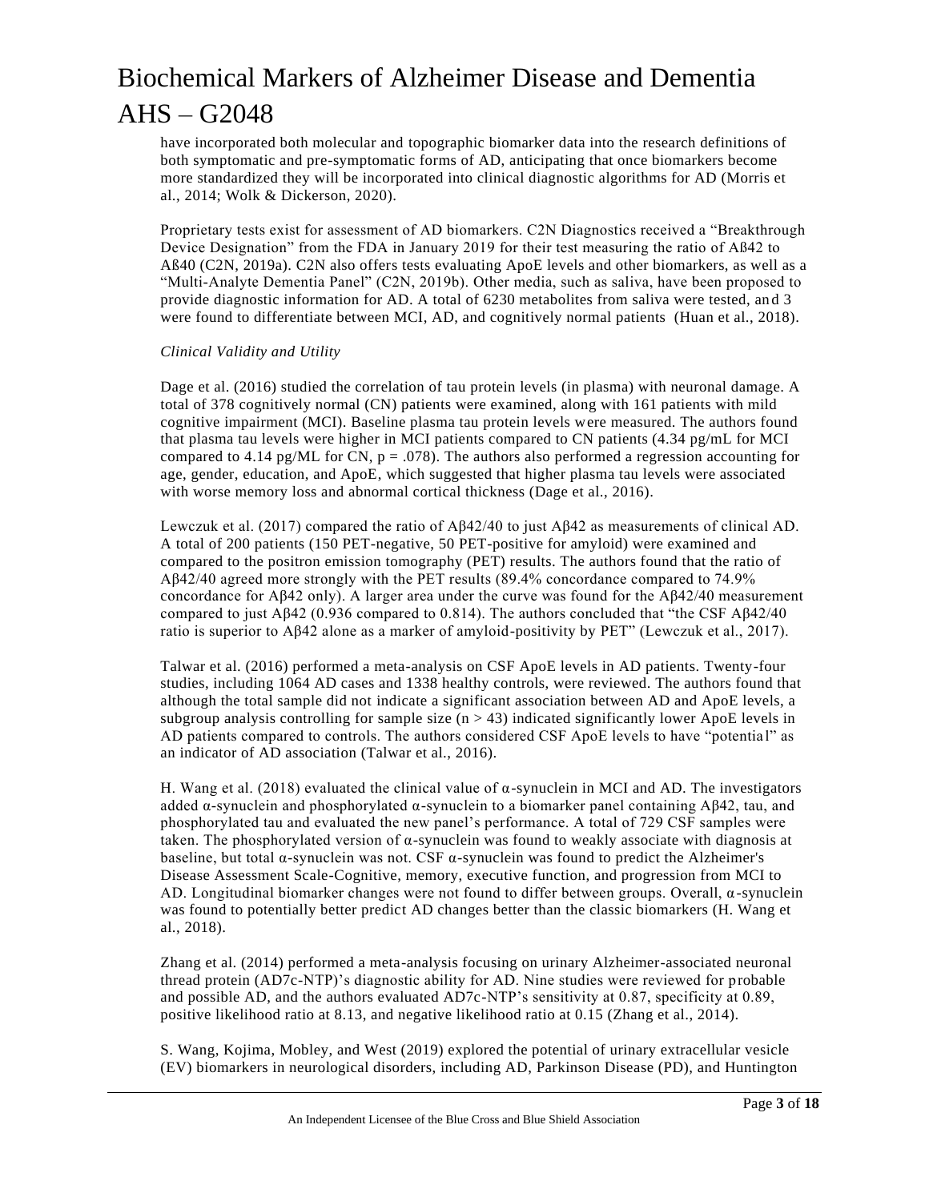have incorporated both molecular and topographic biomarker data into the research definitions of both symptomatic and pre-symptomatic forms of AD, anticipating that once biomarkers become more standardized they will be incorporated into clinical diagnostic algorithms for AD (Morris et al., 2014; Wolk & Dickerson, 2020).

Proprietary tests exist for assessment of AD biomarkers. C2N Diagnostics received a "Breakthrough Device Designation" from the FDA in January 2019 for their test measuring the ratio of Aß42 to Aß40 (C2N, 2019a). C2N also offers tests evaluating ApoE levels and other biomarkers, as well as a "Multi-Analyte Dementia Panel" (C2N, 2019b). Other media, such as saliva, have been proposed to provide diagnostic information for AD. A total of 6230 metabolites from saliva were tested, and 3 were found to differentiate between MCI, AD, and cognitively normal patients (Huan et al., 2018).

*Clinical Validity and Utility*

Dage et al. (2016) studied the correlation of tau protein levels (in plasma) with neuronal damage. A total of 378 cognitively normal (CN) patients were examined, along with 161 patients with mild cognitive impairment (MCI). Baseline plasma tau protein levels were measured. The authors found that plasma tau levels were higher in MCI patients compared to CN patients (4.34 pg/mL for MCI compared to 4.14 pg/ML for CN, $p = .078$). The authors also performed a regression accounting for age, gender, education, and ApoE, which suggested that higher plasma tau levels were associated with worse memory loss and abnormal cortical thickness (Dage et al., 2016).

Lewczuk et al. (2017) compared the ratio of Aβ42/40 to just Aβ42 as measurements of clinical AD. A total of 200 patients (150 PET-negative, 50 PET-positive for amyloid) were examined and compared to the positron emission tomography (PET) results. The authors found that the ratio of Aβ42/40 agreed more strongly with the PET results (89.4% concordance compared to 74.9% concordance for Aβ42 only). A larger area under the curve was found for the Aβ42/40 measurement compared to just Aβ42 (0.936 compared to 0.814). The authors concluded that "the CSF Aβ42/40 ratio is superior to Aβ42 alone as a marker of amyloid-positivity by PET" (Lewczuk et al., 2017).

Talwar et al. (2016) performed a meta-analysis on CSF ApoE levels in AD patients. Twenty-four studies, including 1064 AD cases and 1338 healthy controls, were reviewed. The authors found that although the total sample did not indicate a significant association between AD and ApoE levels, a subgroup analysis controlling for sample size ($n > 43$) indicated significantly lower ApoE levels in AD patients compared to controls. The authors considered CSF ApoE levels to have "potential" as an indicator of AD association (Talwar et al., 2016).

H. Wang et al. (2018) evaluated the clinical value of α-synuclein in MCI and AD. The investigators added α-synuclein and phosphorylated α-synuclein to a biomarker panel containing Aβ42, tau, and phosphorylated tau and evaluated the new panel's performance. A total of 729 CSF samples were taken. The phosphorylated version of α-synuclein was found to weakly associate with diagnosis at baseline, but total α-synuclein was not. CSF α-synuclein was found to predict the Alzheimer's Disease Assessment Scale-Cognitive, memory, executive function, and progression from MCI to AD. Longitudinal biomarker changes were not found to differ between groups. Overall, α-synuclein was found to potentially better predict AD changes better than the classic biomarkers (H. Wang et al., 2018).

Zhang et al. (2014) performed a meta-analysis focusing on urinary Alzheimer-associated neuronal thread protein (AD7c-NTP)'s diagnostic ability for AD. Nine studies were reviewed for probable and possible AD, and the authors evaluated AD7c-NTP's sensitivity at 0.87, specificity at 0.89, positive likelihood ratio at 8.13, and negative likelihood ratio at 0.15 (Zhang et al., 2014).

S. Wang, Kojima, Mobley, and West (2019) explored the potential of urinary extracellular vesicle (EV) biomarkers in neurological disorders, including AD, Parkinson Disease (PD), and Huntington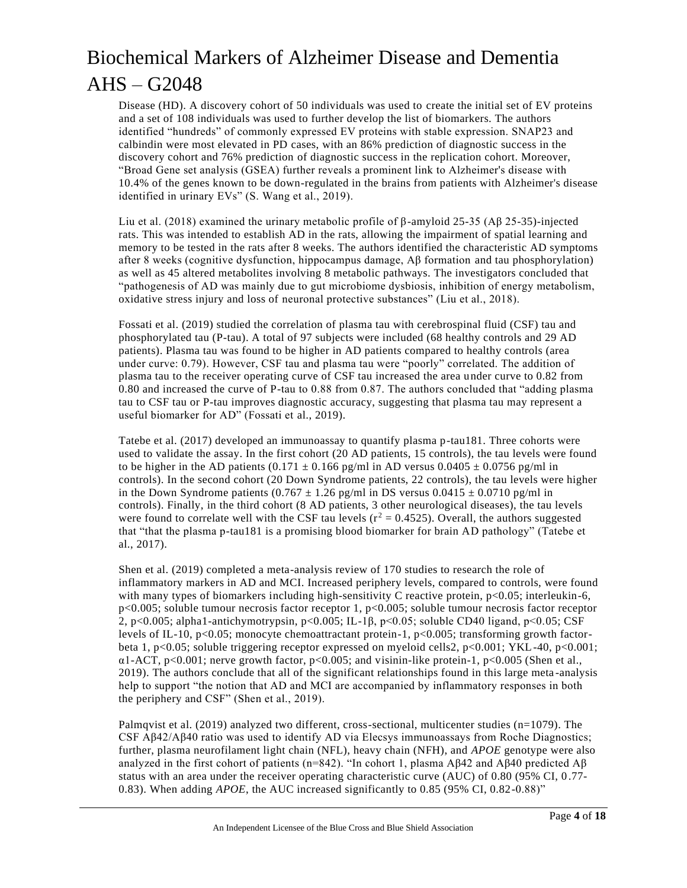Disease (HD). A discovery cohort of 50 individuals was used to create the initial set of EV proteins and a set of 108 individuals was used to further develop the list of biomarkers. The authors identified "hundreds" of commonly expressed EV proteins with stable expression. SNAP23 and calbindin were most elevated in PD cases, with an 86% prediction of diagnostic success in the discovery cohort and 76% prediction of diagnostic success in the replication cohort. Moreover, "Broad Gene set analysis (GSEA) further reveals a prominent link to Alzheimer's disease with 10.4% of the genes known to be down-regulated in the brains from patients with Alzheimer's disease identified in urinary EVs" (S. Wang et al., 2019).

Liu et al. (2018) examined the urinary metabolic profile of β-amyloid 25-35 (Aβ 25-35)-injected rats. This was intended to establish AD in the rats, allowing the impairment of spatial learning and memory to be tested in the rats after 8 weeks. The authors identified the characteristic AD symptoms after 8 weeks (cognitive dysfunction, hippocampus damage, Aβ formation and tau phosphorylation) as well as 45 altered metabolites involving 8 metabolic pathways. The investigators concluded that "pathogenesis of AD was mainly due to gut microbiome dysbiosis, inhibition of energy metabolism, oxidative stress injury and loss of neuronal protective substances" (Liu et al., 2018).

Fossati et al. (2019) studied the correlation of plasma tau with cerebrospinal fluid (CSF) tau and phosphorylated tau (P-tau). A total of 97 subjects were included (68 healthy controls and 29 AD patients). Plasma tau was found to be higher in AD patients compared to healthy controls (area under curve: 0.79). However, CSF tau and plasma tau were "poorly" correlated. The addition of plasma tau to the receiver operating curve of CSF tau increased the area under curve to 0.82 from 0.80 and increased the curve of P-tau to 0.88 from 0.87. The authors concluded that "adding plasma tau to CSF tau or P-tau improves diagnostic accuracy, suggesting that plasma tau may represent a useful biomarker for AD" (Fossati et al., 2019).

Tatebe et al. (2017) developed an immunoassay to quantify plasma p-tau181. Three cohorts were used to validate the assay. In the first cohort (20 AD patients, 15 controls), the tau levels were found to be higher in the AD patients ($0.171 \pm 0.166$ pg/ml in AD versus $0.0405 \pm 0.0756$ pg/ml in controls). In the second cohort (20 Down Syndrome patients, 22 controls), the tau levels were higher in the Down Syndrome patients ($0.767 \pm 1.26$ pg/ml in DS versus $0.0415 \pm 0.0710$ pg/ml in controls). Finally, in the third cohort (8 AD patients, 3 other neurological diseases), the tau levels were found to correlate well with the CSF tau levels ($r^2 = 0.4525$). Overall, the authors suggested that "that the plasma p-tau181 is a promising blood biomarker for brain AD pathology" (Tatebe et al., 2017).

Shen et al. (2019) completed a meta-analysis review of 170 studies to research the role of inflammatory markers in AD and MCI. Increased periphery levels, compared to controls, were found with many types of biomarkers including high-sensitivity C reactive protein, $p<0.05$; interleukin-6, $p<0.005$; soluble tumour necrosis factor receptor 1, $p<0.005$; soluble tumour necrosis factor receptor 2, $p<0.005$; alpha1-antichymotrypsin, $p<0.005$; IL-1β, $p<0.05$; soluble CD40 ligand, $p<0.05$; CSF levels of IL-10, $p<0.05$; monocyte chemoattractant protein-1, $p<0.005$; transforming growth factor-beta 1, $p<0.05$; soluble triggering receptor expressed on myeloid cells2, $p<0.001$; YKL-40, $p<0.001$; α1-ACT, $p<0.001$; nerve growth factor, $p<0.005$; and visinin-like protein-1, $p<0.005$ (Shen et al., 2019). The authors conclude that all of the significant relationships found in this large meta-analysis help to support "the notion that AD and MCI are accompanied by inflammatory responses in both the periphery and CSF" (Shen et al., 2019).

Palmqvist et al. (2019) analyzed two different, cross-sectional, multicenter studies (n=1079). The CSF Aβ42/Aβ40 ratio was used to identify AD via Elecsys immunoassays from Roche Diagnostics; further, plasma neurofilament light chain (NFL), heavy chain (NFH), and *APOE* genotype were also analyzed in the first cohort of patients (n=842). "In cohort 1, plasma Aβ42 and Aβ40 predicted Aβ status with an area under the receiver operating characteristic curve (AUC) of 0.80 (95% CI, 0.77-0.83). When adding *APOE*, the AUC increased significantly to 0.85 (95% CI, 0.82-0.88)"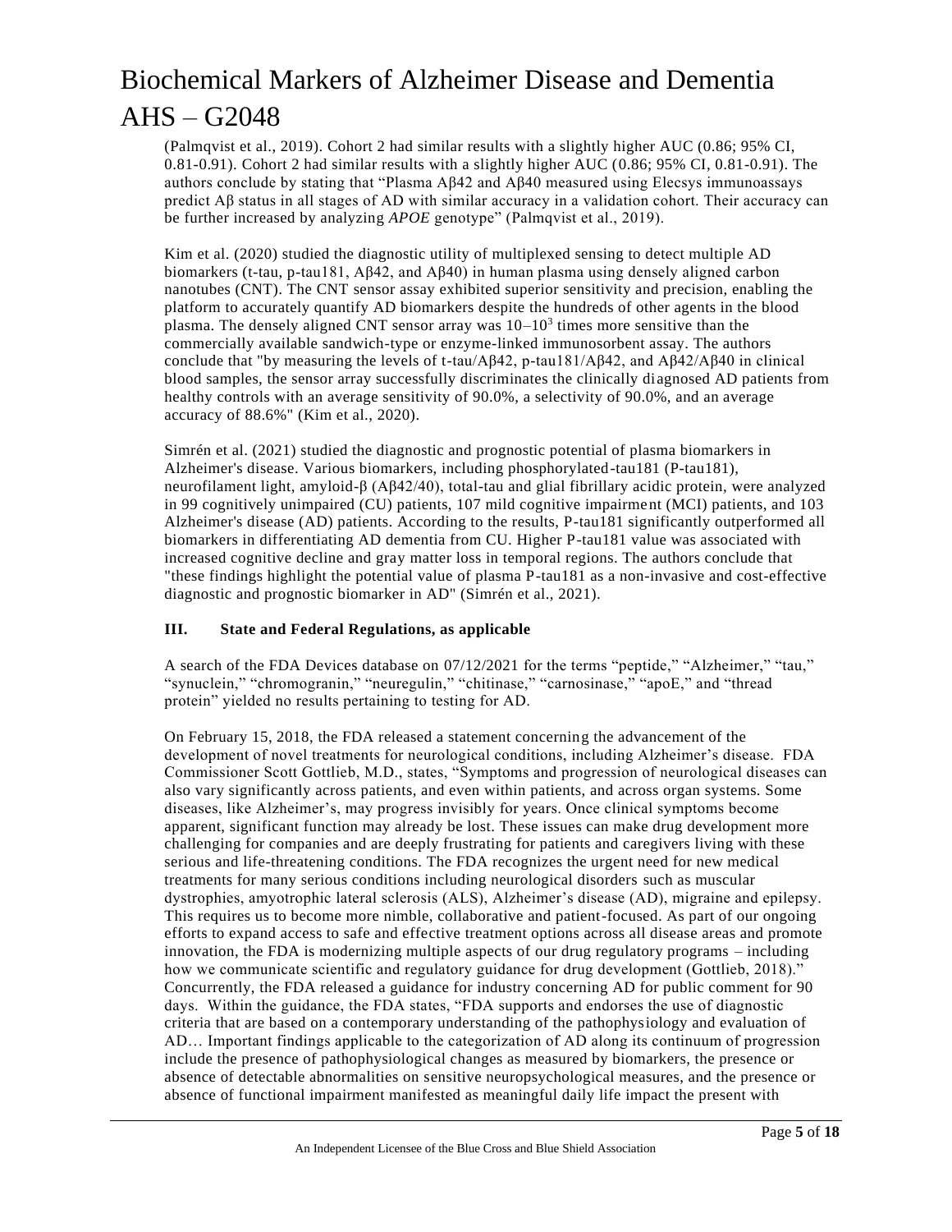(Palmqvist et al., 2019). Cohort 2 had similar results with a slightly higher AUC (0.86; 95% CI, 0.81-0.91). Cohort 2 had similar results with a slightly higher AUC (0.86; 95% CI, 0.81-0.91). The authors conclude by stating that "Plasma Aβ42 and Aβ40 measured using Elecsys immunoassays predict Aβ status in all stages of AD with similar accuracy in a validation cohort. Their accuracy can be further increased by analyzing *APOE* genotype" (Palmqvist et al., 2019).

Kim et al. (2020) studied the diagnostic utility of multiplexed sensing to detect multiple AD biomarkers (t-tau, p-tau181, Aβ42, and Aβ40) in human plasma using densely aligned carbon nanotubes (CNT). The CNT sensor assay exhibited superior sensitivity and precision, enabling the platform to accurately quantify AD biomarkers despite the hundreds of other agents in the blood plasma. The densely aligned CNT sensor array was $10–10^3$ times more sensitive than the commercially available sandwich-type or enzyme-linked immunosorbent assay. The authors conclude that "by measuring the levels of t-tau/Aβ42, p-tau181/Aβ42, and Aβ42/Aβ40 in clinical blood samples, the sensor array successfully discriminates the clinically diagnosed AD patients from healthy controls with an average sensitivity of 90.0%, a selectivity of 90.0%, and an average accuracy of 88.6%" (Kim et al., 2020).

Simrén et al. (2021) studied the diagnostic and prognostic potential of plasma biomarkers in Alzheimer's disease. Various biomarkers, including phosphorylated-tau181 (P-tau181), neurofilament light, amyloid-β (Aβ42/40), total-tau and glial fibrillary acidic protein, were analyzed in 99 cognitively unimpaired (CU) patients, 107 mild cognitive impairment (MCI) patients, and 103 Alzheimer's disease (AD) patients. According to the results, P-tau181 significantly outperformed all biomarkers in differentiating AD dementia from CU. Higher P-tau181 value was associated with increased cognitive decline and gray matter loss in temporal regions. The authors conclude that "these findings highlight the potential value of plasma P-tau181 as a non-invasive and cost-effective diagnostic and prognostic biomarker in AD" (Simrén et al., 2021).

## III. State and Federal Regulations, as applicable

A search of the FDA Devices database on 07/12/2021 for the terms "peptide," "Alzheimer," "tau," "synuclein," "chromogranin," "neuregulin," "chitinase," "carnosinase," "apoE," and "thread protein" yielded no results pertaining to testing for AD.

On February 15, 2018, the FDA released a statement concerning the advancement of the development of novel treatments for neurological conditions, including Alzheimer's disease. FDA Commissioner Scott Gottlieb, M.D., states, "Symptoms and progression of neurological diseases can also vary significantly across patients, and even within patients, and across organ systems. Some diseases, like Alzheimer's, may progress invisibly for years. Once clinical symptoms become apparent, significant function may already be lost. These issues can make drug development more challenging for companies and are deeply frustrating for patients and caregivers living with these serious and life-threatening conditions. The FDA recognizes the urgent need for new medical treatments for many serious conditions including neurological disorders such as muscular dystrophies, amyotrophic lateral sclerosis (ALS), Alzheimer's disease (AD), migraine and epilepsy. This requires us to become more nimble, collaborative and patient-focused. As part of our ongoing efforts to expand access to safe and effective treatment options across all disease areas and promote innovation, the FDA is modernizing multiple aspects of our drug regulatory programs – including how we communicate scientific and regulatory guidance for drug development (Gottlieb, 2018)." Concurrently, the FDA released a guidance for industry concerning AD for public comment for 90 days. Within the guidance, the FDA states, "FDA supports and endorses the use of diagnostic criteria that are based on a contemporary understanding of the pathophysiology and evaluation of AD… Important findings applicable to the categorization of AD along its continuum of progression include the presence of pathophysiological changes as measured by biomarkers, the presence or absence of detectable abnormalities on sensitive neuropsychological measures, and the presence or absence of functional impairment manifested as meaningful daily life impact the present with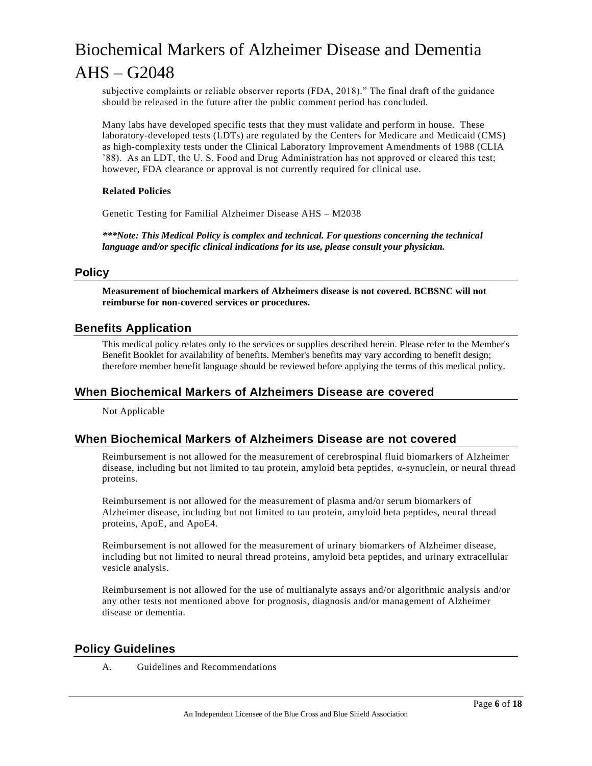subjective complaints or reliable observer reports (FDA, 2018)." The final draft of the guidance should be released in the future after the public comment period has concluded.

Many labs have developed specific tests that they must validate and perform in house. These laboratory-developed tests (LDTs) are regulated by the Centers for Medicare and Medicaid (CMS) as high-complexity tests under the Clinical Laboratory Improvement Amendments of 1988 (CLIA '88). As an LDT, the U. S. Food and Drug Administration has not approved or cleared this test; however, FDA clearance or approval is not currently required for clinical use.

**Related Policies**

Genetic Testing for Familial Alzheimer Disease AHS – M2038

***\*\*\*Note: This Medical Policy is complex and technical. For questions concerning the technical language and/or specific clinical indications for its use, please consult your physician.***

## Policy

**Measurement of biochemical markers of Alzheimers disease is not covered. BCBSNC will not reimburse for non-covered services or procedures.**

## Benefits Application

This medical policy relates only to the services or supplies described herein. Please refer to the Member's Benefit Booklet for availability of benefits. Member's benefits may vary according to benefit design; therefore member benefit language should be reviewed before applying the terms of this medical policy.

## When Biochemical Markers of Alzheimers Disease are covered

Not Applicable

## When Biochemical Markers of Alzheimers Disease are not covered

Reimbursement is not allowed for the measurement of cerebrospinal fluid biomarkers of Alzheimer disease, including but not limited to tau protein, amyloid beta peptides, α-synuclein, or neural thread proteins.

Reimbursement is not allowed for the measurement of plasma and/or serum biomarkers of Alzheimer disease, including but not limited to tau protein, amyloid beta peptides, neural thread proteins, ApoE, and ApoE4.

Reimbursement is not allowed for the measurement of urinary biomarkers of Alzheimer disease, including but not limited to neural thread proteins, amyloid beta peptides, and urinary extracellular vesicle analysis.

Reimbursement is not allowed for the use of multianalyte assays and/or algorithmic analysis and/or any other tests not mentioned above for prognosis, diagnosis and/or management of Alzheimer disease or dementia.

## Policy Guidelines

A. Guidelines and Recommendations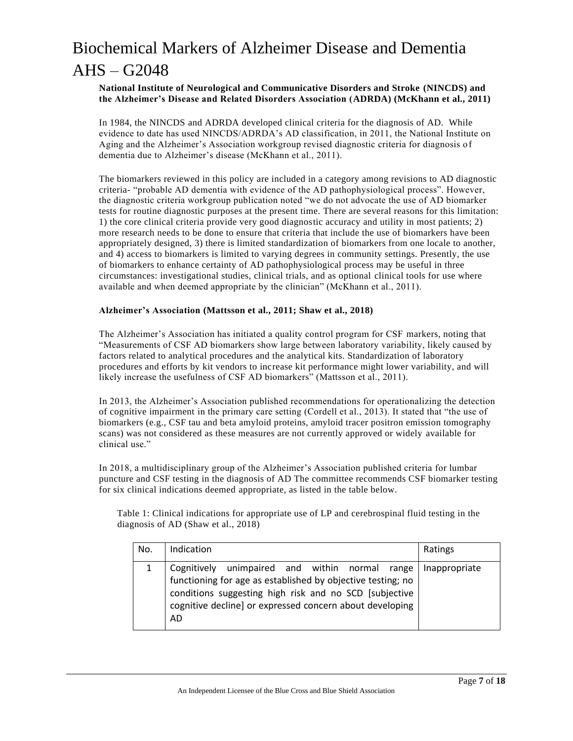**National Institute of Neurological and Communicative Disorders and Stroke (NINCDS) and the Alzheimer's Disease and Related Disorders Association (ADRDA) (McKhann et al., 2011)**

In 1984, the NINCDS and ADRDA developed clinical criteria for the diagnosis of AD. While evidence to date has used NINCDS/ADRDA's AD classification, in 2011, the National Institute on Aging and the Alzheimer's Association workgroup revised diagnostic criteria for diagnosis of dementia due to Alzheimer's disease (McKhann et al., 2011).

The biomarkers reviewed in this policy are included in a category among revisions to AD diagnostic criteria- "probable AD dementia with evidence of the AD pathophysiological process". However, the diagnostic criteria workgroup publication noted "we do not advocate the use of AD biomarker tests for routine diagnostic purposes at the present time. There are several reasons for this limitation: 1) the core clinical criteria provide very good diagnostic accuracy and utility in most patients; 2) more research needs to be done to ensure that criteria that include the use of biomarkers have been appropriately designed, 3) there is limited standardization of biomarkers from one locale to another, and 4) access to biomarkers is limited to varying degrees in community settings. Presently, the use of biomarkers to enhance certainty of AD pathophysiological process may be useful in three circumstances: investigational studies, clinical trials, and as optional clinical tools for use where available and when deemed appropriate by the clinician" (McKhann et al., 2011).

**Alzheimer's Association (Mattsson et al., 2011; Shaw et al., 2018)**

The Alzheimer's Association has initiated a quality control program for CSF markers, noting that "Measurements of CSF AD biomarkers show large between laboratory variability, likely caused by factors related to analytical procedures and the analytical kits. Standardization of laboratory procedures and efforts by kit vendors to increase kit performance might lower variability, and will likely increase the usefulness of CSF AD biomarkers" (Mattsson et al., 2011).

In 2013, the Alzheimer's Association published recommendations for operationalizing the detection of cognitive impairment in the primary care setting (Cordell et al., 2013). It stated that "the use of biomarkers (e.g., CSF tau and beta amyloid proteins, amyloid tracer positron emission tomography scans) was not considered as these measures are not currently approved or widely available for clinical use."

In 2018, a multidisciplinary group of the Alzheimer's Association published criteria for lumbar puncture and CSF testing in the diagnosis of AD The committee recommends CSF biomarker testing for six clinical indications deemed appropriate, as listed in the table below.

Table 1: Clinical indications for appropriate use of LP and cerebrospinal fluid testing in the diagnosis of AD (Shaw et al., 2018)

| No. | Indication | Ratings |
| --- | --- | --- |
| 1 | Cognitively unimpaired and within normal range functioning for age as established by objective testing; no conditions suggesting high risk and no SCD [subjective cognitive decline] or expressed concern about developing AD | Inappropriate |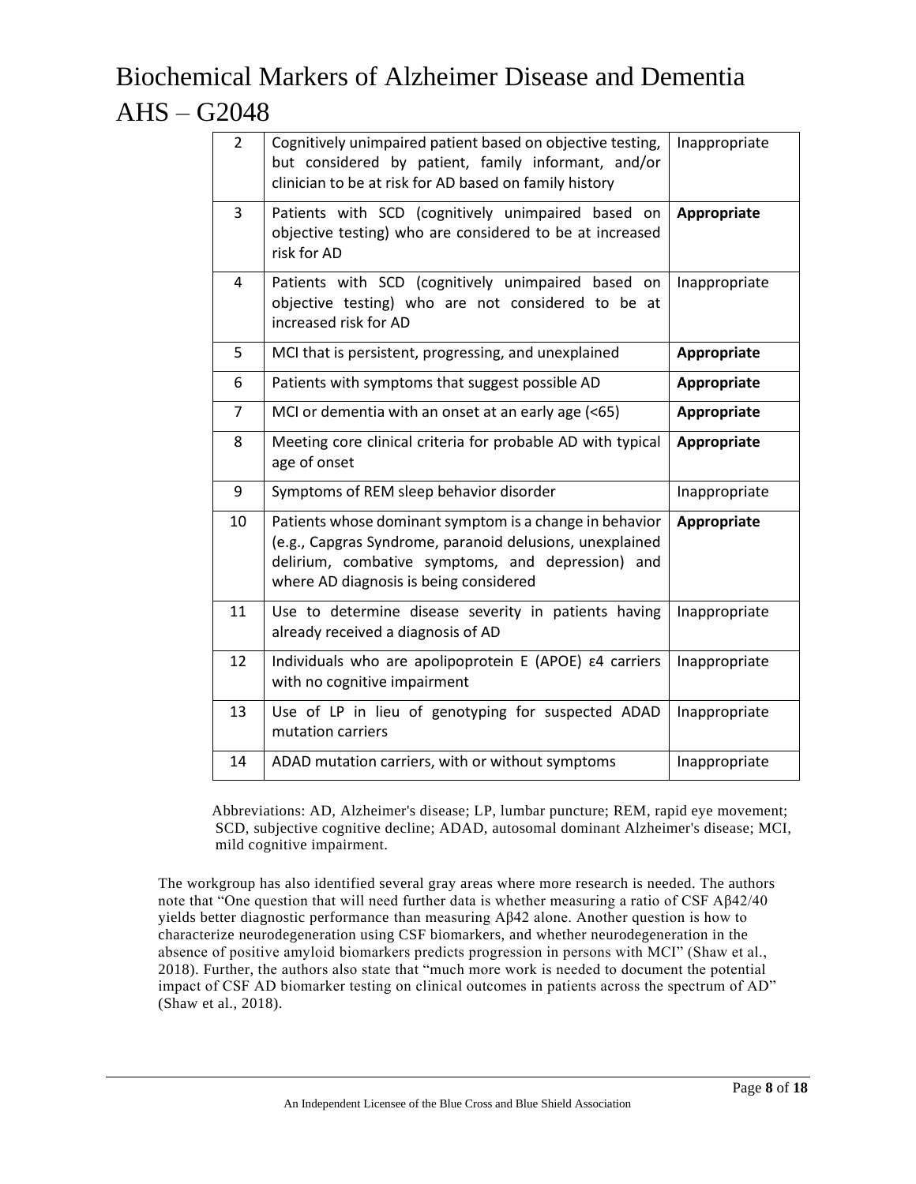| | | |
|---|---|---|
| 2 | Cognitively unimpaired patient based on objective testing, but considered by patient, family informant, and/or clinician to be at risk for AD based on family history | Inappropriate |
| 3 | Patients with SCD (cognitively unimpaired based on objective testing) who are considered to be at increased risk for AD | **Appropriate** |
| 4 | Patients with SCD (cognitively unimpaired based on objective testing) who are not considered to be at increased risk for AD | Inappropriate |
| 5 | MCI that is persistent, progressing, and unexplained | **Appropriate** |
| 6 | Patients with symptoms that suggest possible AD | **Appropriate** |
| 7 | MCI or dementia with an onset at an early age (<65) | **Appropriate** |
| 8 | Meeting core clinical criteria for probable AD with typical age of onset | **Appropriate** |
| 9 | Symptoms of REM sleep behavior disorder | Inappropriate |
| 10 | Patients whose dominant symptom is a change in behavior (e.g., Capgras Syndrome, paranoid delusions, unexplained delirium, combative symptoms, and depression) and where AD diagnosis is being considered | **Appropriate** |
| 11 | Use to determine disease severity in patients having already received a diagnosis of AD | Inappropriate |
| 12 | Individuals who are apolipoprotein E (APOE) ε4 carriers with no cognitive impairment | Inappropriate |
| 13 | Use of LP in lieu of genotyping for suspected ADAD mutation carriers | Inappropriate |
| 14 | ADAD mutation carriers, with or without symptoms | Inappropriate |

Abbreviations: AD, Alzheimer's disease; LP, lumbar puncture; REM, rapid eye movement; SCD, subjective cognitive decline; ADAD, autosomal dominant Alzheimer's disease; MCI, mild cognitive impairment.

The workgroup has also identified several gray areas where more research is needed. The authors note that "One question that will need further data is whether measuring a ratio of CSF Aβ42/40 yields better diagnostic performance than measuring Aβ42 alone. Another question is how to characterize neurodegeneration using CSF biomarkers, and whether neurodegeneration in the absence of positive amyloid biomarkers predicts progression in persons with MCI" (Shaw et al., 2018). Further, the authors also state that "much more work is needed to document the potential impact of CSF AD biomarker testing on clinical outcomes in patients across the spectrum of AD" (Shaw et al., 2018).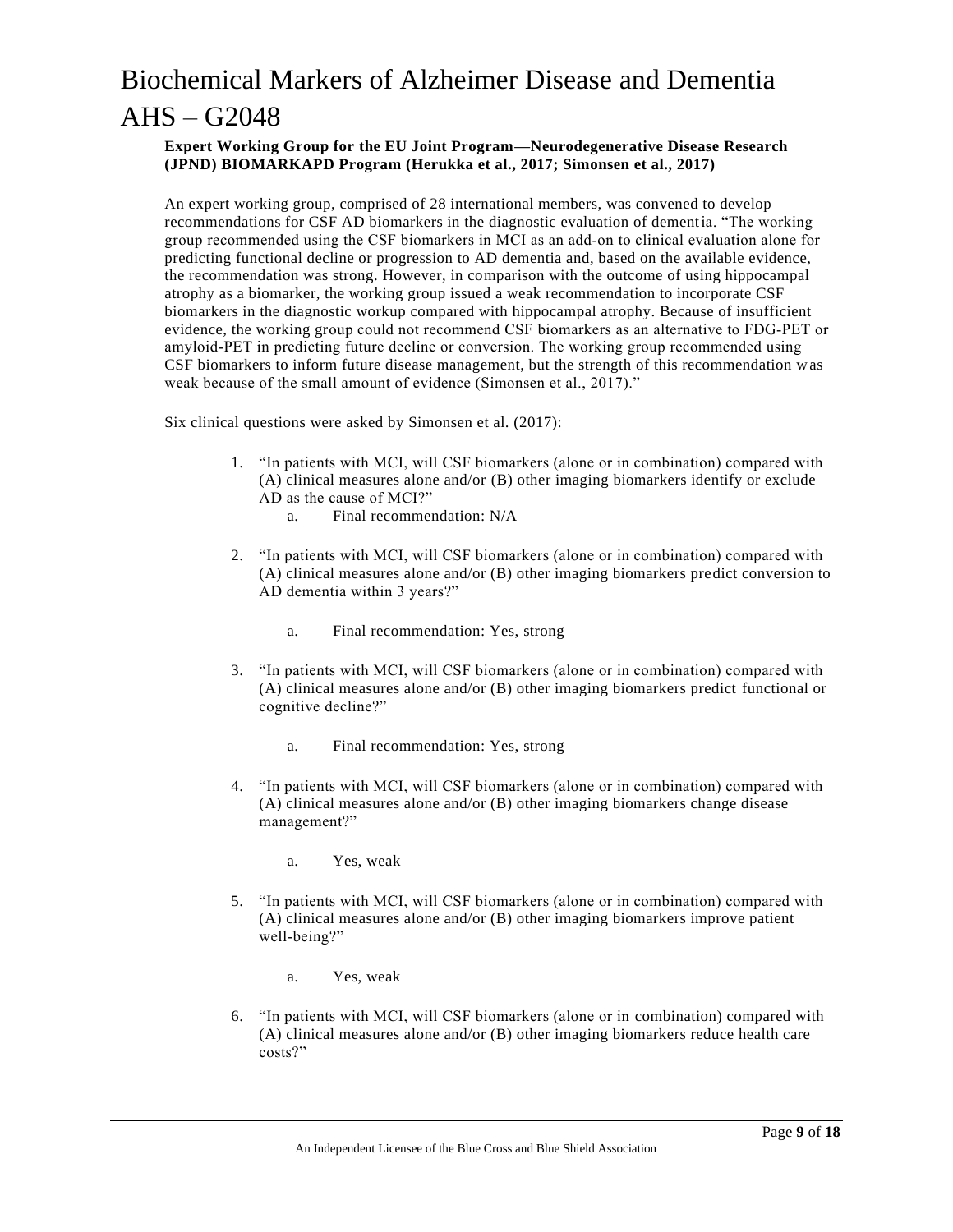**Expert Working Group for the EU Joint Program—Neurodegenerative Disease Research (JPND) BIOMARKAPD Program (Herukka et al., 2017; Simonsen et al., 2017)**

An expert working group, comprised of 28 international members, was convened to develop recommendations for CSF AD biomarkers in the diagnostic evaluation of dementia. "The working group recommended using the CSF biomarkers in MCI as an add-on to clinical evaluation alone for predicting functional decline or progression to AD dementia and, based on the available evidence, the recommendation was strong. However, in comparison with the outcome of using hippocampal atrophy as a biomarker, the working group issued a weak recommendation to incorporate CSF biomarkers in the diagnostic workup compared with hippocampal atrophy. Because of insufficient evidence, the working group could not recommend CSF biomarkers as an alternative to FDG-PET or amyloid-PET in predicting future decline or conversion. The working group recommended using CSF biomarkers to inform future disease management, but the strength of this recommendation was weak because of the small amount of evidence (Simonsen et al., 2017)."

Six clinical questions were asked by Simonsen et al. (2017):

1. "In patients with MCI, will CSF biomarkers (alone or in combination) compared with (A) clinical measures alone and/or (B) other imaging biomarkers identify or exclude AD as the cause of MCI?"
   a. Final recommendation: N/A

2. "In patients with MCI, will CSF biomarkers (alone or in combination) compared with (A) clinical measures alone and/or (B) other imaging biomarkers predict conversion to AD dementia within 3 years?"
   a. Final recommendation: Yes, strong

3. "In patients with MCI, will CSF biomarkers (alone or in combination) compared with (A) clinical measures alone and/or (B) other imaging biomarkers predict functional or cognitive decline?"
   a. Final recommendation: Yes, strong

4. "In patients with MCI, will CSF biomarkers (alone or in combination) compared with (A) clinical measures alone and/or (B) other imaging biomarkers change disease management?"
   a. Yes, weak

5. "In patients with MCI, will CSF biomarkers (alone or in combination) compared with (A) clinical measures alone and/or (B) other imaging biomarkers improve patient well-being?"
   a. Yes, weak

6. "In patients with MCI, will CSF biomarkers (alone or in combination) compared with (A) clinical measures alone and/or (B) other imaging biomarkers reduce health care costs?"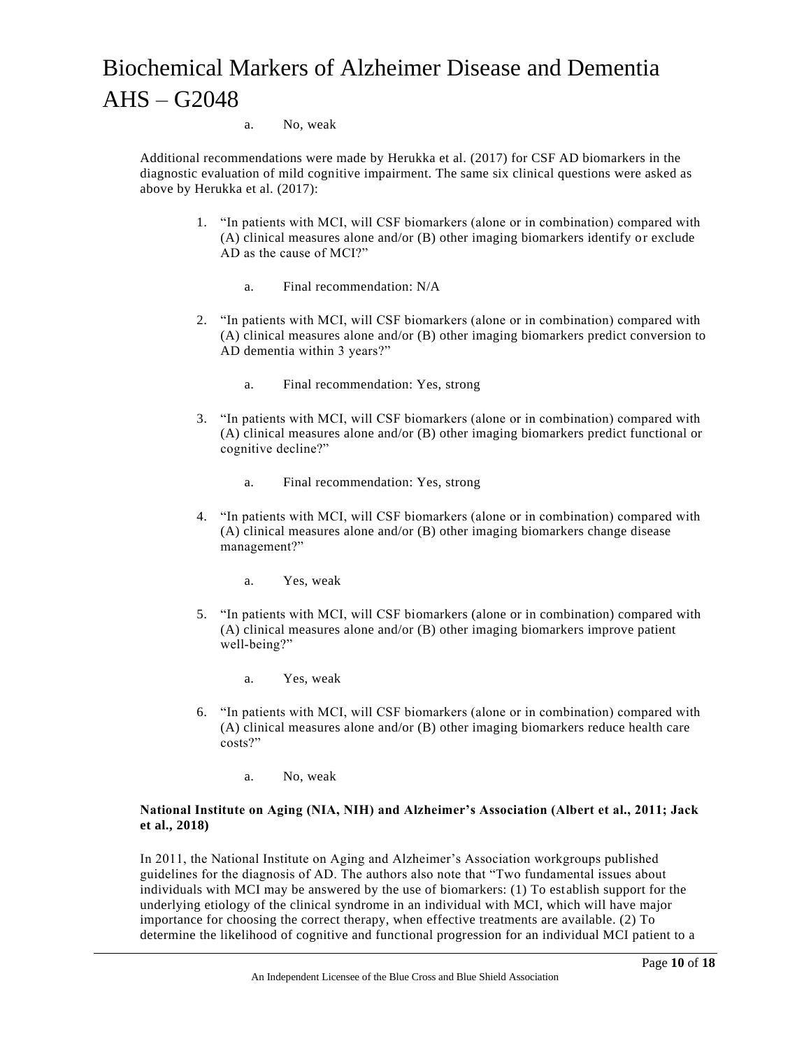a. No, weak

Additional recommendations were made by Herukka et al. (2017) for CSF AD biomarkers in the diagnostic evaluation of mild cognitive impairment. The same six clinical questions were asked as above by Herukka et al. (2017):

1. "In patients with MCI, will CSF biomarkers (alone or in combination) compared with (A) clinical measures alone and/or (B) other imaging biomarkers identify or exclude AD as the cause of MCI?"

    a. Final recommendation: N/A

2. "In patients with MCI, will CSF biomarkers (alone or in combination) compared with (A) clinical measures alone and/or (B) other imaging biomarkers predict conversion to AD dementia within 3 years?"

    a. Final recommendation: Yes, strong

3. "In patients with MCI, will CSF biomarkers (alone or in combination) compared with (A) clinical measures alone and/or (B) other imaging biomarkers predict functional or cognitive decline?"

    a. Final recommendation: Yes, strong

4. "In patients with MCI, will CSF biomarkers (alone or in combination) compared with (A) clinical measures alone and/or (B) other imaging biomarkers change disease management?"

    a. Yes, weak

5. "In patients with MCI, will CSF biomarkers (alone or in combination) compared with (A) clinical measures alone and/or (B) other imaging biomarkers improve patient well-being?"

    a. Yes, weak

6. "In patients with MCI, will CSF biomarkers (alone or in combination) compared with (A) clinical measures alone and/or (B) other imaging biomarkers reduce health care costs?"

    a. No, weak

**National Institute on Aging (NIA, NIH) and Alzheimer's Association (Albert et al., 2011; Jack et al., 2018)**

In 2011, the National Institute on Aging and Alzheimer's Association workgroups published guidelines for the diagnosis of AD. The authors also note that "Two fundamental issues about individuals with MCI may be answered by the use of biomarkers: (1) To establish support for the underlying etiology of the clinical syndrome in an individual with MCI, which will have major importance for choosing the correct therapy, when effective treatments are available. (2) To determine the likelihood of cognitive and functional progression for an individual MCI patient to a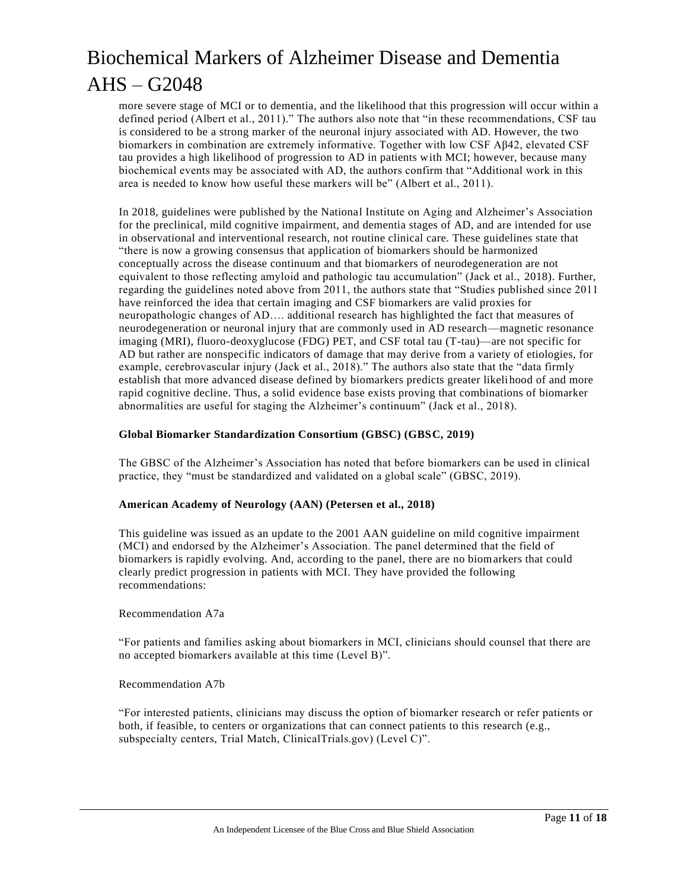more severe stage of MCI or to dementia, and the likelihood that this progression will occur within a defined period (Albert et al., 2011)." The authors also note that "in these recommendations, CSF tau is considered to be a strong marker of the neuronal injury associated with AD. However, the two biomarkers in combination are extremely informative. Together with low CSF Aβ42, elevated CSF tau provides a high likelihood of progression to AD in patients with MCI; however, because many biochemical events may be associated with AD, the authors confirm that "Additional work in this area is needed to know how useful these markers will be" (Albert et al., 2011).

In 2018, guidelines were published by the National Institute on Aging and Alzheimer's Association for the preclinical, mild cognitive impairment, and dementia stages of AD, and are intended for use in observational and interventional research, not routine clinical care. These guidelines state that "there is now a growing consensus that application of biomarkers should be harmonized conceptually across the disease continuum and that biomarkers of neurodegeneration are not equivalent to those reflecting amyloid and pathologic tau accumulation" (Jack et al., 2018). Further, regarding the guidelines noted above from 2011, the authors state that "Studies published since 2011 have reinforced the idea that certain imaging and CSF biomarkers are valid proxies for neuropathologic changes of AD…. additional research has highlighted the fact that measures of neurodegeneration or neuronal injury that are commonly used in AD research—magnetic resonance imaging (MRI), fluoro-deoxyglucose (FDG) PET, and CSF total tau (T-tau)—are not specific for AD but rather are nonspecific indicators of damage that may derive from a variety of etiologies, for example, cerebrovascular injury (Jack et al., 2018)." The authors also state that the "data firmly establish that more advanced disease defined by biomarkers predicts greater likelihood of and more rapid cognitive decline. Thus, a solid evidence base exists proving that combinations of biomarker abnormalities are useful for staging the Alzheimer's continuum" (Jack et al., 2018).

**Global Biomarker Standardization Consortium (GBSC) (GBSC, 2019)**

The GBSC of the Alzheimer's Association has noted that before biomarkers can be used in clinical practice, they "must be standardized and validated on a global scale" (GBSC, 2019).

**American Academy of Neurology (AAN) (Petersen et al., 2018)**

This guideline was issued as an update to the 2001 AAN guideline on mild cognitive impairment (MCI) and endorsed by the Alzheimer's Association. The panel determined that the field of biomarkers is rapidly evolving. And, according to the panel, there are no biomarkers that could clearly predict progression in patients with MCI. They have provided the following recommendations:

Recommendation A7a

"For patients and families asking about biomarkers in MCI, clinicians should counsel that there are no accepted biomarkers available at this time (Level B)".

Recommendation A7b

"For interested patients, clinicians may discuss the option of biomarker research or refer patients or both, if feasible, to centers or organizations that can connect patients to this research (e.g., subspecialty centers, Trial Match, ClinicalTrials.gov) (Level C)".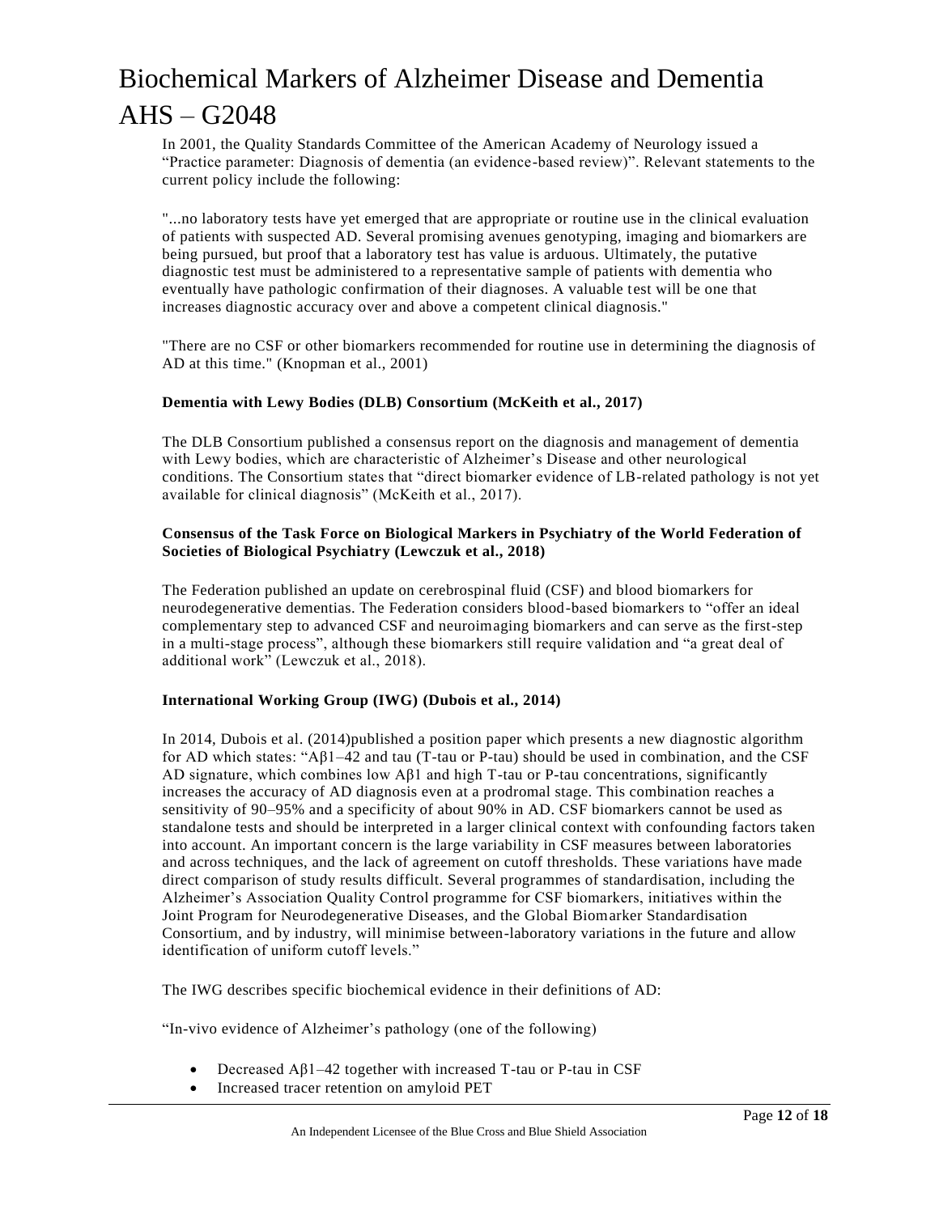In 2001, the Quality Standards Committee of the American Academy of Neurology issued a "Practice parameter: Diagnosis of dementia (an evidence-based review)". Relevant statements to the current policy include the following:

"...no laboratory tests have yet emerged that are appropriate or routine use in the clinical evaluation of patients with suspected AD. Several promising avenues genotyping, imaging and biomarkers are being pursued, but proof that a laboratory test has value is arduous. Ultimately, the putative diagnostic test must be administered to a representative sample of patients with dementia who eventually have pathologic confirmation of their diagnoses. A valuable test will be one that increases diagnostic accuracy over and above a competent clinical diagnosis."

"There are no CSF or other biomarkers recommended for routine use in determining the diagnosis of AD at this time." (Knopman et al., 2001)

**Dementia with Lewy Bodies (DLB) Consortium (McKeith et al., 2017)**

The DLB Consortium published a consensus report on the diagnosis and management of dementia with Lewy bodies, which are characteristic of Alzheimer's Disease and other neurological conditions. The Consortium states that "direct biomarker evidence of LB-related pathology is not yet available for clinical diagnosis" (McKeith et al., 2017).

**Consensus of the Task Force on Biological Markers in Psychiatry of the World Federation of Societies of Biological Psychiatry (Lewczuk et al., 2018)**

The Federation published an update on cerebrospinal fluid (CSF) and blood biomarkers for neurodegenerative dementias. The Federation considers blood-based biomarkers to "offer an ideal complementary step to advanced CSF and neuroimaging biomarkers and can serve as the first-step in a multi-stage process", although these biomarkers still require validation and "a great deal of additional work" (Lewczuk et al., 2018).

**International Working Group (IWG) (Dubois et al., 2014)**

In 2014, Dubois et al. (2014)published a position paper which presents a new diagnostic algorithm for AD which states: "Aβ1–42 and tau (T-tau or P-tau) should be used in combination, and the CSF AD signature, which combines low Aβ1 and high T-tau or P-tau concentrations, significantly increases the accuracy of AD diagnosis even at a prodromal stage. This combination reaches a sensitivity of 90–95% and a specificity of about 90% in AD. CSF biomarkers cannot be used as standalone tests and should be interpreted in a larger clinical context with confounding factors taken into account. An important concern is the large variability in CSF measures between laboratories and across techniques, and the lack of agreement on cutoff thresholds. These variations have made direct comparison of study results difficult. Several programmes of standardisation, including the Alzheimer's Association Quality Control programme for CSF biomarkers, initiatives within the Joint Program for Neurodegenerative Diseases, and the Global Biomarker Standardisation Consortium, and by industry, will minimise between-laboratory variations in the future and allow identification of uniform cutoff levels."

The IWG describes specific biochemical evidence in their definitions of AD:

"In-vivo evidence of Alzheimer's pathology (one of the following)

- Decreased Aβ1–42 together with increased T-tau or P-tau in CSF
- Increased tracer retention on amyloid PET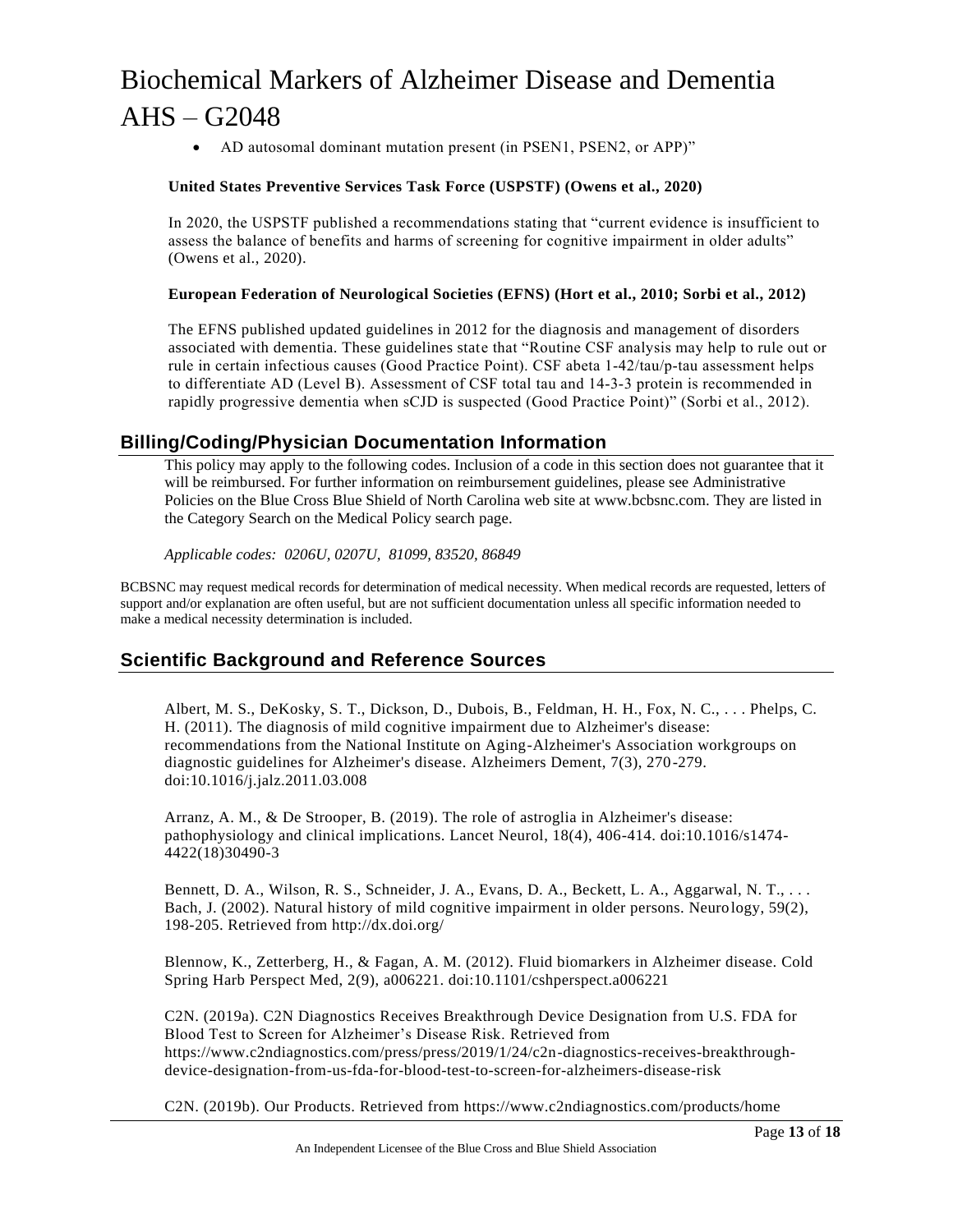- AD autosomal dominant mutation present (in PSEN1, PSEN2, or APP)"

**United States Preventive Services Task Force (USPSTF) (Owens et al., 2020)**

In 2020, the USPSTF published a recommendations stating that "current evidence is insufficient to assess the balance of benefits and harms of screening for cognitive impairment in older adults" (Owens et al., 2020).

**European Federation of Neurological Societies (EFNS) (Hort et al., 2010; Sorbi et al., 2012)**

The EFNS published updated guidelines in 2012 for the diagnosis and management of disorders associated with dementia. These guidelines state that "Routine CSF analysis may help to rule out or rule in certain infectious causes (Good Practice Point). CSF abeta 1-42/tau/p-tau assessment helps to differentiate AD (Level B). Assessment of CSF total tau and 14-3-3 protein is recommended in rapidly progressive dementia when sCJD is suspected (Good Practice Point)" (Sorbi et al., 2012).

## Billing/Coding/Physician Documentation Information

This policy may apply to the following codes. Inclusion of a code in this section does not guarantee that it will be reimbursed. For further information on reimbursement guidelines, please see Administrative Policies on the Blue Cross Blue Shield of North Carolina web site at www.bcbsnc.com. They are listed in the Category Search on the Medical Policy search page.

*Applicable codes: 0206U, 0207U, 81099, 83520, 86849*

BCBSNC may request medical records for determination of medical necessity. When medical records are requested, letters of support and/or explanation are often useful, but are not sufficient documentation unless all specific information needed to make a medical necessity determination is included.

## Scientific Background and Reference Sources

Albert, M. S., DeKosky, S. T., Dickson, D., Dubois, B., Feldman, H. H., Fox, N. C., . . . Phelps, C. H. (2011). The diagnosis of mild cognitive impairment due to Alzheimer's disease: recommendations from the National Institute on Aging-Alzheimer's Association workgroups on diagnostic guidelines for Alzheimer's disease. Alzheimers Dement, 7(3), 270-279. doi:10.1016/j.jalz.2011.03.008

Arranz, A. M., & De Strooper, B. (2019). The role of astroglia in Alzheimer's disease: pathophysiology and clinical implications. Lancet Neurol, 18(4), 406-414. doi:10.1016/s1474-4422(18)30490-3

Bennett, D. A., Wilson, R. S., Schneider, J. A., Evans, D. A., Beckett, L. A., Aggarwal, N. T., . . . Bach, J. (2002). Natural history of mild cognitive impairment in older persons. Neurology, 59(2), 198-205. Retrieved from http://dx.doi.org/

Blennow, K., Zetterberg, H., & Fagan, A. M. (2012). Fluid biomarkers in Alzheimer disease. Cold Spring Harb Perspect Med, 2(9), a006221. doi:10.1101/cshperspect.a006221

C2N. (2019a). C2N Diagnostics Receives Breakthrough Device Designation from U.S. FDA for Blood Test to Screen for Alzheimer's Disease Risk. Retrieved from https://www.c2ndiagnostics.com/press/press/2019/1/24/c2n-diagnostics-receives-breakthrough-device-designation-from-us-fda-for-blood-test-to-screen-for-alzheimers-disease-risk

C2N. (2019b). Our Products. Retrieved from https://www.c2ndiagnostics.com/products/home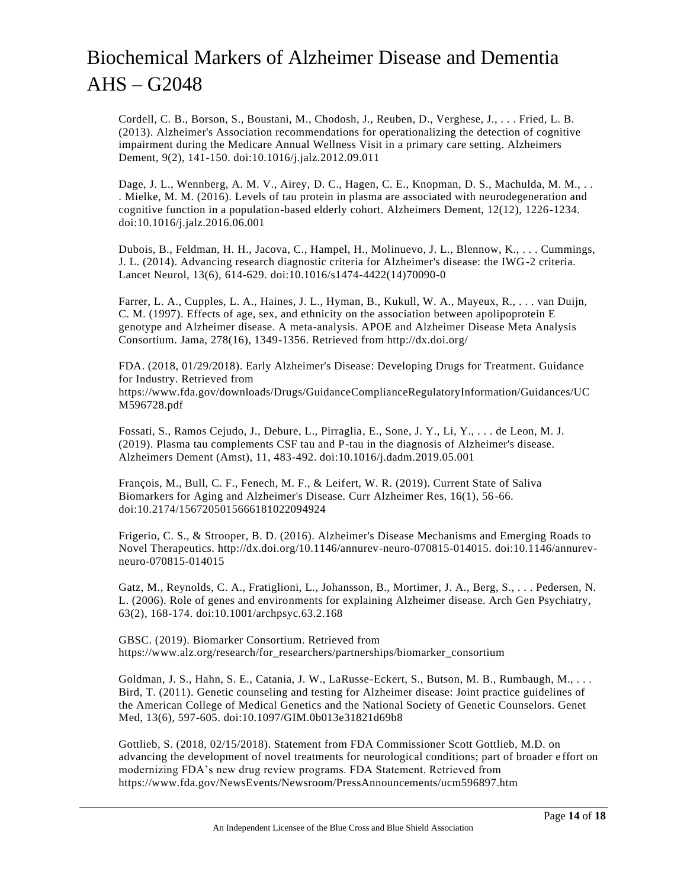Cordell, C. B., Borson, S., Boustani, M., Chodosh, J., Reuben, D., Verghese, J., . . . Fried, L. B. (2013). Alzheimer's Association recommendations for operationalizing the detection of cognitive impairment during the Medicare Annual Wellness Visit in a primary care setting. Alzheimers Dement, 9(2), 141-150. doi:10.1016/j.jalz.2012.09.011

Dage, J. L., Wennberg, A. M. V., Airey, D. C., Hagen, C. E., Knopman, D. S., Machulda, M. M., . . . Mielke, M. M. (2016). Levels of tau protein in plasma are associated with neurodegeneration and cognitive function in a population-based elderly cohort. Alzheimers Dement, 12(12), 1226-1234. doi:10.1016/j.jalz.2016.06.001

Dubois, B., Feldman, H. H., Jacova, C., Hampel, H., Molinuevo, J. L., Blennow, K., . . . Cummings, J. L. (2014). Advancing research diagnostic criteria for Alzheimer's disease: the IWG-2 criteria. Lancet Neurol, 13(6), 614-629. doi:10.1016/s1474-4422(14)70090-0

Farrer, L. A., Cupples, L. A., Haines, J. L., Hyman, B., Kukull, W. A., Mayeux, R., . . . van Duijn, C. M. (1997). Effects of age, sex, and ethnicity on the association between apolipoprotein E genotype and Alzheimer disease. A meta-analysis. APOE and Alzheimer Disease Meta Analysis Consortium. Jama, 278(16), 1349-1356. Retrieved from http://dx.doi.org/

FDA. (2018, 01/29/2018). Early Alzheimer's Disease: Developing Drugs for Treatment. Guidance for Industry. Retrieved from https://www.fda.gov/downloads/Drugs/GuidanceComplianceRegulatoryInformation/Guidances/UCM596728.pdf

Fossati, S., Ramos Cejudo, J., Debure, L., Pirraglia, E., Sone, J. Y., Li, Y., . . . de Leon, M. J. (2019). Plasma tau complements CSF tau and P-tau in the diagnosis of Alzheimer's disease. Alzheimers Dement (Amst), 11, 483-492. doi:10.1016/j.dadm.2019.05.001

François, M., Bull, C. F., Fenech, M. F., & Leifert, W. R. (2019). Current State of Saliva Biomarkers for Aging and Alzheimer's Disease. Curr Alzheimer Res, 16(1), 56-66. doi:10.2174/1567205015666181022094924

Frigerio, C. S., & Strooper, B. D. (2016). Alzheimer's Disease Mechanisms and Emerging Roads to Novel Therapeutics. http://dx.doi.org/10.1146/annurev-neuro-070815-014015. doi:10.1146/annurev-neuro-070815-014015

Gatz, M., Reynolds, C. A., Fratiglioni, L., Johansson, B., Mortimer, J. A., Berg, S., . . . Pedersen, N. L. (2006). Role of genes and environments for explaining Alzheimer disease. Arch Gen Psychiatry, 63(2), 168-174. doi:10.1001/archpsyc.63.2.168

GBSC. (2019). Biomarker Consortium. Retrieved from https://www.alz.org/research/for_researchers/partnerships/biomarker_consortium

Goldman, J. S., Hahn, S. E., Catania, J. W., LaRusse-Eckert, S., Butson, M. B., Rumbaugh, M., . . . Bird, T. (2011). Genetic counseling and testing for Alzheimer disease: Joint practice guidelines of the American College of Medical Genetics and the National Society of Genetic Counselors. Genet Med, 13(6), 597-605. doi:10.1097/GIM.0b013e31821d69b8

Gottlieb, S. (2018, 02/15/2018). Statement from FDA Commissioner Scott Gottlieb, M.D. on advancing the development of novel treatments for neurological conditions; part of broader effort on modernizing FDA's new drug review programs. FDA Statement. Retrieved from https://www.fda.gov/NewsEvents/Newsroom/PressAnnouncements/ucm596897.htm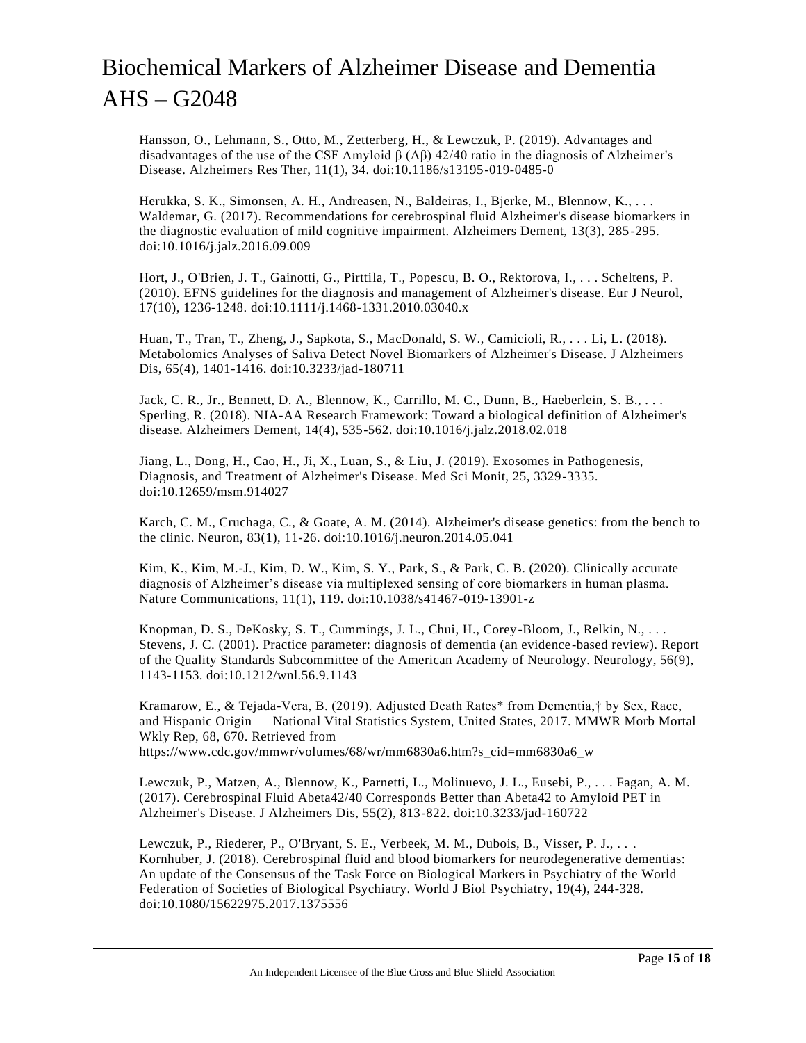Hansson, O., Lehmann, S., Otto, M., Zetterberg, H., & Lewczuk, P. (2019). Advantages and disadvantages of the use of the CSF Amyloid β (Aβ) 42/40 ratio in the diagnosis of Alzheimer's Disease. Alzheimers Res Ther, 11(1), 34. doi:10.1186/s13195-019-0485-0

Herukka, S. K., Simonsen, A. H., Andreasen, N., Baldeiras, I., Bjerke, M., Blennow, K., . . . Waldemar, G. (2017). Recommendations for cerebrospinal fluid Alzheimer's disease biomarkers in the diagnostic evaluation of mild cognitive impairment. Alzheimers Dement, 13(3), 285-295. doi:10.1016/j.jalz.2016.09.009

Hort, J., O'Brien, J. T., Gainotti, G., Pirttila, T., Popescu, B. O., Rektorova, I., . . . Scheltens, P. (2010). EFNS guidelines for the diagnosis and management of Alzheimer's disease. Eur J Neurol, 17(10), 1236-1248. doi:10.1111/j.1468-1331.2010.03040.x

Huan, T., Tran, T., Zheng, J., Sapkota, S., MacDonald, S. W., Camicioli, R., . . . Li, L. (2018). Metabolomics Analyses of Saliva Detect Novel Biomarkers of Alzheimer's Disease. J Alzheimers Dis, 65(4), 1401-1416. doi:10.3233/jad-180711

Jack, C. R., Jr., Bennett, D. A., Blennow, K., Carrillo, M. C., Dunn, B., Haeberlein, S. B., . . . Sperling, R. (2018). NIA-AA Research Framework: Toward a biological definition of Alzheimer's disease. Alzheimers Dement, 14(4), 535-562. doi:10.1016/j.jalz.2018.02.018

Jiang, L., Dong, H., Cao, H., Ji, X., Luan, S., & Liu, J. (2019). Exosomes in Pathogenesis, Diagnosis, and Treatment of Alzheimer's Disease. Med Sci Monit, 25, 3329-3335. doi:10.12659/msm.914027

Karch, C. M., Cruchaga, C., & Goate, A. M. (2014). Alzheimer's disease genetics: from the bench to the clinic. Neuron, 83(1), 11-26. doi:10.1016/j.neuron.2014.05.041

Kim, K., Kim, M.-J., Kim, D. W., Kim, S. Y., Park, S., & Park, C. B. (2020). Clinically accurate diagnosis of Alzheimer's disease via multiplexed sensing of core biomarkers in human plasma. Nature Communications, 11(1), 119. doi:10.1038/s41467-019-13901-z

Knopman, D. S., DeKosky, S. T., Cummings, J. L., Chui, H., Corey-Bloom, J., Relkin, N., . . . Stevens, J. C. (2001). Practice parameter: diagnosis of dementia (an evidence-based review). Report of the Quality Standards Subcommittee of the American Academy of Neurology. Neurology, 56(9), 1143-1153. doi:10.1212/wnl.56.9.1143

Kramarow, E., & Tejada-Vera, B. (2019). Adjusted Death Rates* from Dementia,† by Sex, Race, and Hispanic Origin — National Vital Statistics System, United States, 2017. MMWR Morb Mortal Wkly Rep, 68, 670. Retrieved from https://www.cdc.gov/mmwr/volumes/68/wr/mm6830a6.htm?s_cid=mm6830a6_w

Lewczuk, P., Matzen, A., Blennow, K., Parnetti, L., Molinuevo, J. L., Eusebi, P., . . . Fagan, A. M. (2017). Cerebrospinal Fluid Abeta42/40 Corresponds Better than Abeta42 to Amyloid PET in Alzheimer's Disease. J Alzheimers Dis, 55(2), 813-822. doi:10.3233/jad-160722

Lewczuk, P., Riederer, P., O'Bryant, S. E., Verbeek, M. M., Dubois, B., Visser, P. J., . . . Kornhuber, J. (2018). Cerebrospinal fluid and blood biomarkers for neurodegenerative dementias: An update of the Consensus of the Task Force on Biological Markers in Psychiatry of the World Federation of Societies of Biological Psychiatry. World J Biol Psychiatry, 19(4), 244-328. doi:10.1080/15622975.2017.1375556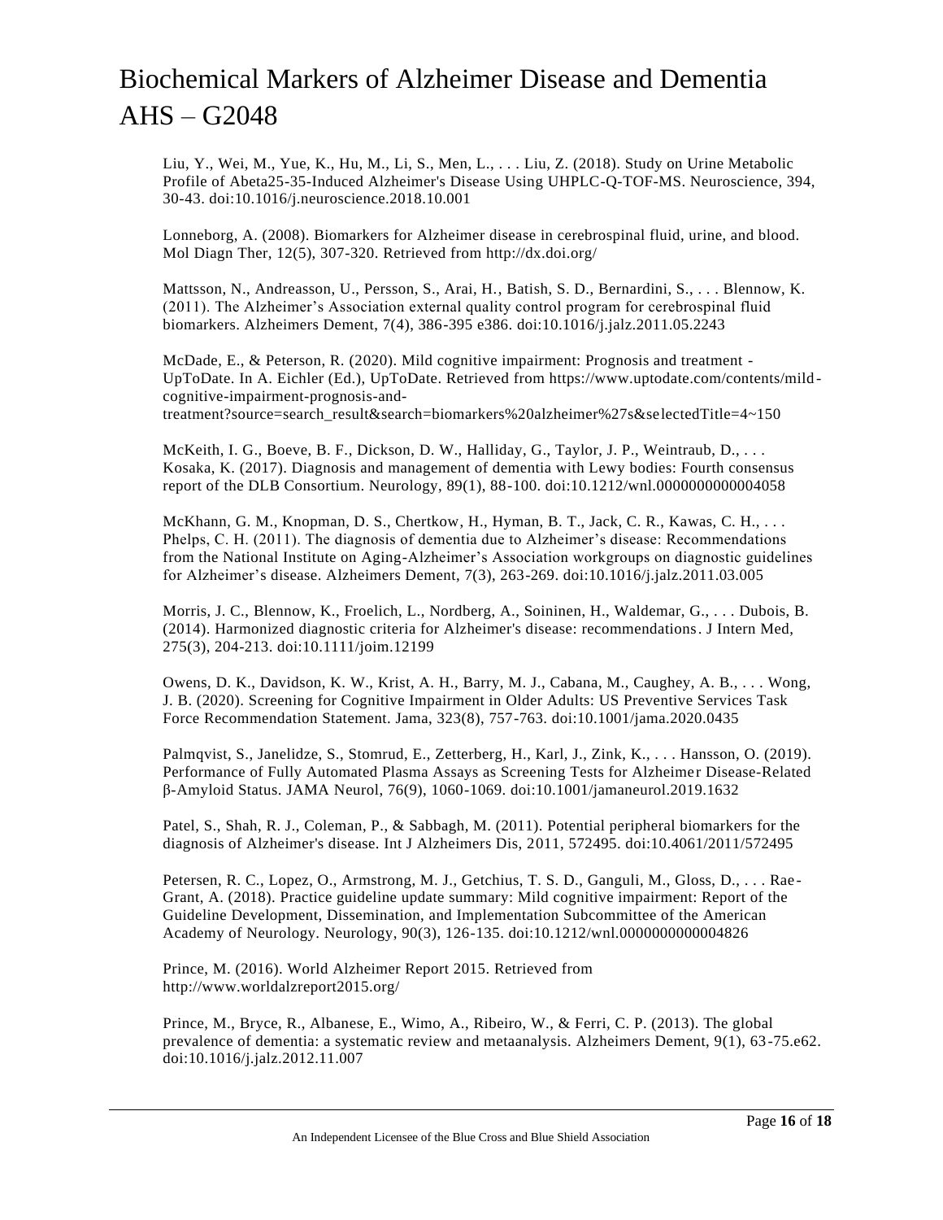Liu, Y., Wei, M., Yue, K., Hu, M., Li, S., Men, L., . . . Liu, Z. (2018). Study on Urine Metabolic Profile of Abeta25-35-Induced Alzheimer's Disease Using UHPLC-Q-TOF-MS. Neuroscience, 394, 30-43. doi:10.1016/j.neuroscience.2018.10.001

Lonneborg, A. (2008). Biomarkers for Alzheimer disease in cerebrospinal fluid, urine, and blood. Mol Diagn Ther, 12(5), 307-320. Retrieved from http://dx.doi.org/

Mattsson, N., Andreasson, U., Persson, S., Arai, H., Batish, S. D., Bernardini, S., . . . Blennow, K. (2011). The Alzheimer's Association external quality control program for cerebrospinal fluid biomarkers. Alzheimers Dement, 7(4), 386-395 e386. doi:10.1016/j.jalz.2011.05.2243

McDade, E., & Peterson, R. (2020). Mild cognitive impairment: Prognosis and treatment - UpToDate. In A. Eichler (Ed.), UpToDate. Retrieved from https://www.uptodate.com/contents/mild-cognitive-impairment-prognosis-and-treatment?source=search_result&search=biomarkers%20alzheimer%27s&selectedTitle=4~150

McKeith, I. G., Boeve, B. F., Dickson, D. W., Halliday, G., Taylor, J. P., Weintraub, D., . . . Kosaka, K. (2017). Diagnosis and management of dementia with Lewy bodies: Fourth consensus report of the DLB Consortium. Neurology, 89(1), 88-100. doi:10.1212/wnl.0000000000004058

McKhann, G. M., Knopman, D. S., Chertkow, H., Hyman, B. T., Jack, C. R., Kawas, C. H., . . . Phelps, C. H. (2011). The diagnosis of dementia due to Alzheimer's disease: Recommendations from the National Institute on Aging-Alzheimer's Association workgroups on diagnostic guidelines for Alzheimer's disease. Alzheimers Dement, 7(3), 263-269. doi:10.1016/j.jalz.2011.03.005

Morris, J. C., Blennow, K., Froelich, L., Nordberg, A., Soininen, H., Waldemar, G., . . . Dubois, B. (2014). Harmonized diagnostic criteria for Alzheimer's disease: recommendations. J Intern Med, 275(3), 204-213. doi:10.1111/joim.12199

Owens, D. K., Davidson, K. W., Krist, A. H., Barry, M. J., Cabana, M., Caughey, A. B., . . . Wong, J. B. (2020). Screening for Cognitive Impairment in Older Adults: US Preventive Services Task Force Recommendation Statement. Jama, 323(8), 757-763. doi:10.1001/jama.2020.0435

Palmqvist, S., Janelidze, S., Stomrud, E., Zetterberg, H., Karl, J., Zink, K., . . . Hansson, O. (2019). Performance of Fully Automated Plasma Assays as Screening Tests for Alzheimer Disease-Related β-Amyloid Status. JAMA Neurol, 76(9), 1060-1069. doi:10.1001/jamaneurol.2019.1632

Patel, S., Shah, R. J., Coleman, P., & Sabbagh, M. (2011). Potential peripheral biomarkers for the diagnosis of Alzheimer's disease. Int J Alzheimers Dis, 2011, 572495. doi:10.4061/2011/572495

Petersen, R. C., Lopez, O., Armstrong, M. J., Getchius, T. S. D., Ganguli, M., Gloss, D., . . . Rae-Grant, A. (2018). Practice guideline update summary: Mild cognitive impairment: Report of the Guideline Development, Dissemination, and Implementation Subcommittee of the American Academy of Neurology. Neurology, 90(3), 126-135. doi:10.1212/wnl.0000000000004826

Prince, M. (2016). World Alzheimer Report 2015. Retrieved from http://www.worldalzreport2015.org/

Prince, M., Bryce, R., Albanese, E., Wimo, A., Ribeiro, W., & Ferri, C. P. (2013). The global prevalence of dementia: a systematic review and metaanalysis. Alzheimers Dement, 9(1), 63-75.e62. doi:10.1016/j.jalz.2012.11.007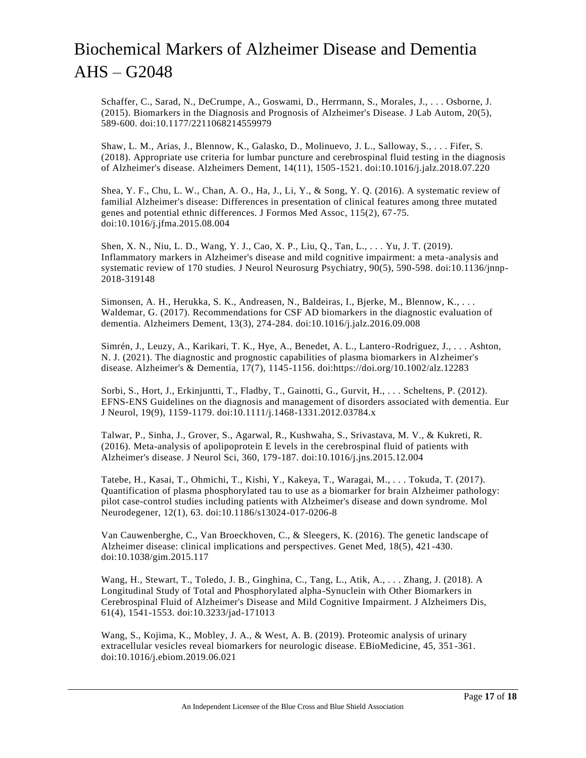Schaffer, C., Sarad, N., DeCrumpe, A., Goswami, D., Herrmann, S., Morales, J., . . . Osborne, J. (2015). Biomarkers in the Diagnosis and Prognosis of Alzheimer's Disease. J Lab Autom, 20(5), 589-600. doi:10.1177/2211068214559979

Shaw, L. M., Arias, J., Blennow, K., Galasko, D., Molinuevo, J. L., Salloway, S., . . . Fifer, S. (2018). Appropriate use criteria for lumbar puncture and cerebrospinal fluid testing in the diagnosis of Alzheimer's disease. Alzheimers Dement, 14(11), 1505-1521. doi:10.1016/j.jalz.2018.07.220

Shea, Y. F., Chu, L. W., Chan, A. O., Ha, J., Li, Y., & Song, Y. Q. (2016). A systematic review of familial Alzheimer's disease: Differences in presentation of clinical features among three mutated genes and potential ethnic differences. J Formos Med Assoc, 115(2), 67-75. doi:10.1016/j.jfma.2015.08.004

Shen, X. N., Niu, L. D., Wang, Y. J., Cao, X. P., Liu, Q., Tan, L., . . . Yu, J. T. (2019). Inflammatory markers in Alzheimer's disease and mild cognitive impairment: a meta-analysis and systematic review of 170 studies. J Neurol Neurosurg Psychiatry, 90(5), 590-598. doi:10.1136/jnnp-2018-319148

Simonsen, A. H., Herukka, S. K., Andreasen, N., Baldeiras, I., Bjerke, M., Blennow, K., . . . Waldemar, G. (2017). Recommendations for CSF AD biomarkers in the diagnostic evaluation of dementia. Alzheimers Dement, 13(3), 274-284. doi:10.1016/j.jalz.2016.09.008

Simrén, J., Leuzy, A., Karikari, T. K., Hye, A., Benedet, A. L., Lantero-Rodriguez, J., . . . Ashton, N. J. (2021). The diagnostic and prognostic capabilities of plasma biomarkers in Alzheimer's disease. Alzheimer's & Dementia, 17(7), 1145-1156. doi:https://doi.org/10.1002/alz.12283

Sorbi, S., Hort, J., Erkinjuntti, T., Fladby, T., Gainotti, G., Gurvit, H., . . . Scheltens, P. (2012). EFNS-ENS Guidelines on the diagnosis and management of disorders associated with dementia. Eur J Neurol, 19(9), 1159-1179. doi:10.1111/j.1468-1331.2012.03784.x

Talwar, P., Sinha, J., Grover, S., Agarwal, R., Kushwaha, S., Srivastava, M. V., & Kukreti, R. (2016). Meta-analysis of apolipoprotein E levels in the cerebrospinal fluid of patients with Alzheimer's disease. J Neurol Sci, 360, 179-187. doi:10.1016/j.jns.2015.12.004

Tatebe, H., Kasai, T., Ohmichi, T., Kishi, Y., Kakeya, T., Waragai, M., . . . Tokuda, T. (2017). Quantification of plasma phosphorylated tau to use as a biomarker for brain Alzheimer pathology: pilot case-control studies including patients with Alzheimer's disease and down syndrome. Mol Neurodegener, 12(1), 63. doi:10.1186/s13024-017-0206-8

Van Cauwenberghe, C., Van Broeckhoven, C., & Sleegers, K. (2016). The genetic landscape of Alzheimer disease: clinical implications and perspectives. Genet Med, 18(5), 421-430. doi:10.1038/gim.2015.117

Wang, H., Stewart, T., Toledo, J. B., Ginghina, C., Tang, L., Atik, A., . . . Zhang, J. (2018). A Longitudinal Study of Total and Phosphorylated alpha-Synuclein with Other Biomarkers in Cerebrospinal Fluid of Alzheimer's Disease and Mild Cognitive Impairment. J Alzheimers Dis, 61(4), 1541-1553. doi:10.3233/jad-171013

Wang, S., Kojima, K., Mobley, J. A., & West, A. B. (2019). Proteomic analysis of urinary extracellular vesicles reveal biomarkers for neurologic disease. EBioMedicine, 45, 351-361. doi:10.1016/j.ebiom.2019.06.021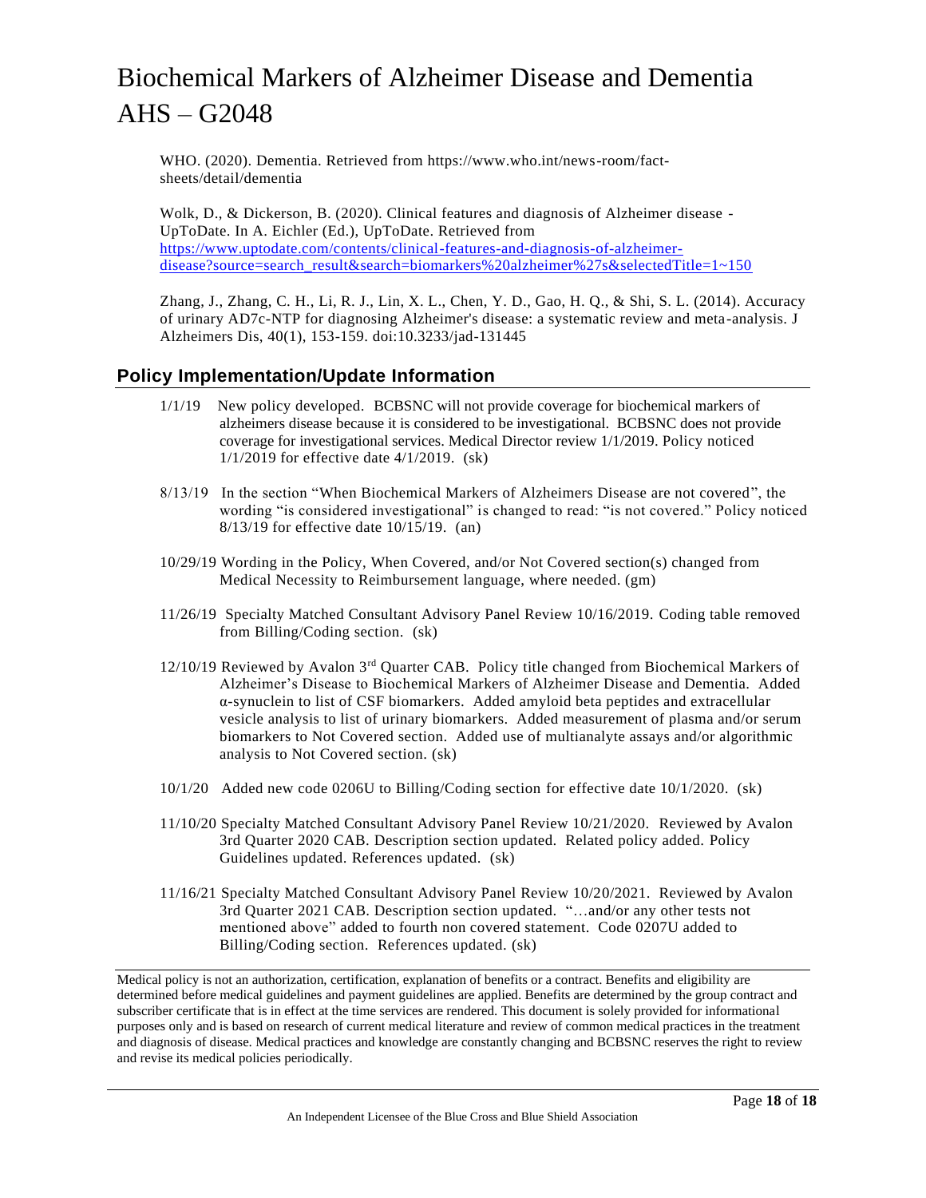WHO. (2020). Dementia. Retrieved from https://www.who.int/news-room/fact-sheets/detail/dementia

Wolk, D., & Dickerson, B. (2020). Clinical features and diagnosis of Alzheimer disease - UpToDate. In A. Eichler (Ed.), UpToDate. Retrieved from https://www.uptodate.com/contents/clinical-features-and-diagnosis-of-alzheimer-disease?source=search_result&search=biomarkers%20alzheimer%27s&selectedTitle=1~150

Zhang, J., Zhang, C. H., Li, R. J., Lin, X. L., Chen, Y. D., Gao, H. Q., & Shi, S. L. (2014). Accuracy of urinary AD7c-NTP for diagnosing Alzheimer's disease: a systematic review and meta-analysis. J Alzheimers Dis, 40(1), 153-159. doi:10.3233/jad-131445

## Policy Implementation/Update Information

1/1/19 New policy developed. BCBSNC will not provide coverage for biochemical markers of alzheimers disease because it is considered to be investigational. BCBSNC does not provide coverage for investigational services. Medical Director review 1/1/2019. Policy noticed 1/1/2019 for effective date 4/1/2019. (sk)

8/13/19 In the section "When Biochemical Markers of Alzheimers Disease are not covered", the wording "is considered investigational" is changed to read: "is not covered." Policy noticed 8/13/19 for effective date 10/15/19. (an)

10/29/19 Wording in the Policy, When Covered, and/or Not Covered section(s) changed from Medical Necessity to Reimbursement language, where needed. (gm)

11/26/19 Specialty Matched Consultant Advisory Panel Review 10/16/2019. Coding table removed from Billing/Coding section. (sk)

12/10/19 Reviewed by Avalon 3rd Quarter CAB. Policy title changed from Biochemical Markers of Alzheimer's Disease to Biochemical Markers of Alzheimer Disease and Dementia. Added α-synuclein to list of CSF biomarkers. Added amyloid beta peptides and extracellular vesicle analysis to list of urinary biomarkers. Added measurement of plasma and/or serum biomarkers to Not Covered section. Added use of multianalyte assays and/or algorithmic analysis to Not Covered section. (sk)

10/1/20 Added new code 0206U to Billing/Coding section for effective date 10/1/2020. (sk)

11/10/20 Specialty Matched Consultant Advisory Panel Review 10/21/2020. Reviewed by Avalon 3rd Quarter 2020 CAB. Description section updated. Related policy added. Policy Guidelines updated. References updated. (sk)

11/16/21 Specialty Matched Consultant Advisory Panel Review 10/20/2021. Reviewed by Avalon 3rd Quarter 2021 CAB. Description section updated. "…and/or any other tests not mentioned above" added to fourth non covered statement. Code 0207U added to Billing/Coding section. References updated. (sk)

Medical policy is not an authorization, certification, explanation of benefits or a contract. Benefits and eligibility are determined before medical guidelines and payment guidelines are applied. Benefits are determined by the group contract and subscriber certificate that is in effect at the time services are rendered. This document is solely provided for informational purposes only and is based on research of current medical literature and review of common medical practices in the treatment and diagnosis of disease. Medical practices and knowledge are constantly changing and BCBSNC reserves the right to review and revise its medical policies periodically.